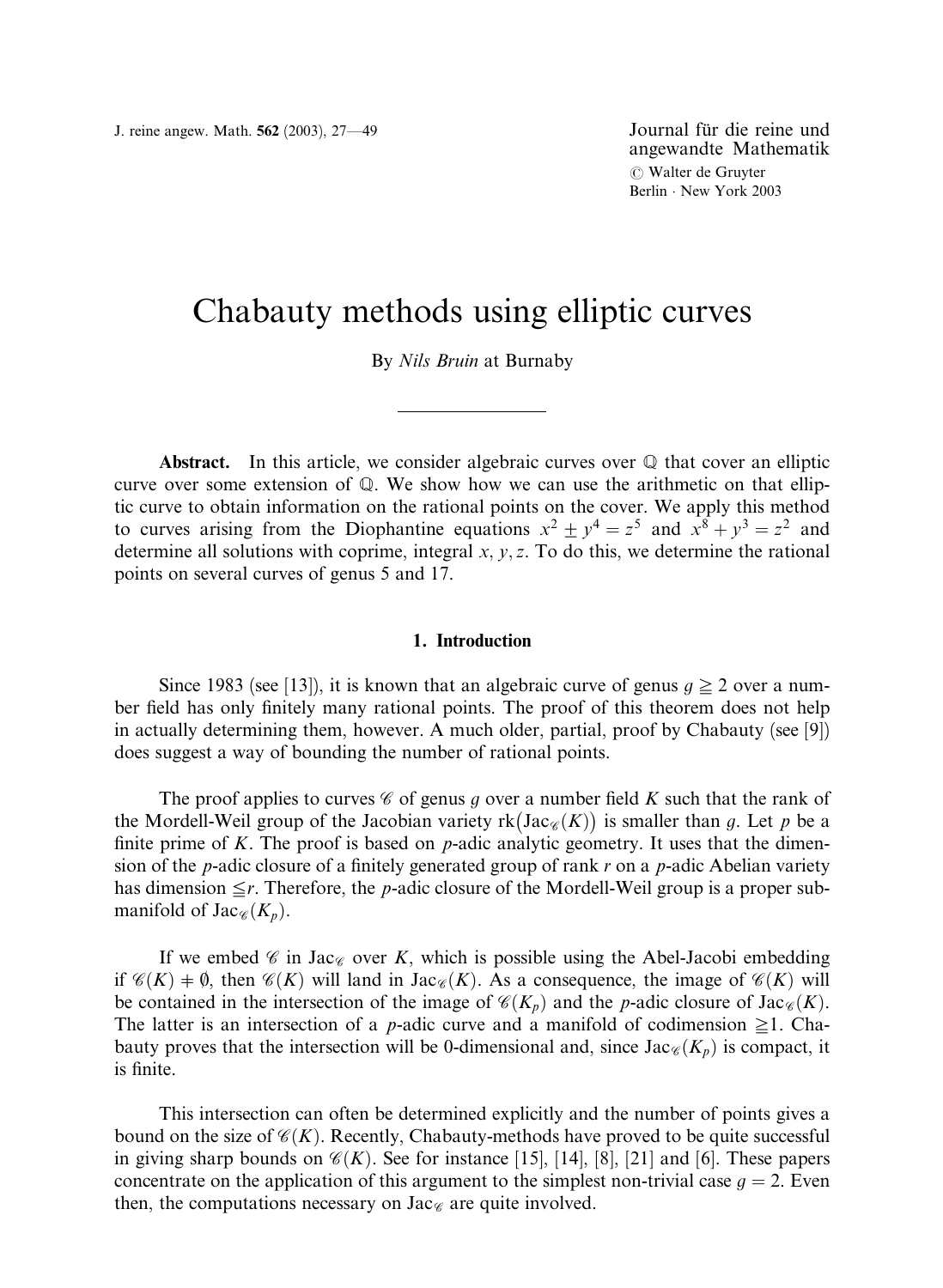# Chabauty methods using elliptic curves

By *Nils Bruin* at Burnaby

---

**Abstract.** In this article, we consider algebraic curves over $\mathbb{Q}$ that cover an elliptic curve over some extension of $\mathbb{Q}$. We show how we can use the arithmetic on that elliptic curve to obtain information on the rational points on the cover. We apply this method to curves arising from the Diophantine equations $x^2 \pm y^4 = z^5$ and $x^8 + y^3 = z^2$ and determine all solutions with coprime, integral $x, y, z$. To do this, we determine the rational points on several curves of genus 5 and 17.

## 1. Introduction

Since 1983 (see [13]), it is known that an algebraic curve of genus $g \geqq 2$ over a number field has only finitely many rational points. The proof of this theorem does not help in actually determining them, however. A much older, partial, proof by Chabauty (see [9]) does suggest a way of bounding the number of rational points.

The proof applies to curves $\mathscr{C}$ of genus $g$ over a number field $K$ such that the rank of the Mordell-Weil group of the Jacobian variety $\mathrm{rk}\big(\mathrm{Jac}_{\mathscr{C}}(K)\big)$ is smaller than $g$. Let $p$ be a finite prime of $K$. The proof is based on $p$-adic analytic geometry. It uses that the dimension of the $p$-adic closure of a finitely generated group of rank $r$ on a $p$-adic Abelian variety has dimension $\leqq r$. Therefore, the $p$-adic closure of the Mordell-Weil group is a proper submanifold of $\mathrm{Jac}_{\mathscr{C}}(K_p)$.

If we embed $\mathscr{C}$ in $\mathrm{Jac}_{\mathscr{C}}$ over $K$, which is possible using the Abel-Jacobi embedding if $\mathscr{C}(K) \neq \emptyset$, then $\mathscr{C}(K)$ will land in $\mathrm{Jac}_{\mathscr{C}}(K)$. As a consequence, the image of $\mathscr{C}(K)$ will be contained in the intersection of the image of $\mathscr{C}(K_p)$ and the $p$-adic closure of $\mathrm{Jac}_{\mathscr{C}}(K)$. The latter is an intersection of a $p$-adic curve and a manifold of codimension $\geqq 1$. Chabauty proves that the intersection will be 0-dimensional and, since $\mathrm{Jac}_{\mathscr{C}}(K_p)$ is compact, it is finite.

This intersection can often be determined explicitly and the number of points gives a bound on the size of $\mathscr{C}(K)$. Recently, Chabauty-methods have proved to be quite successful in giving sharp bounds on $\mathscr{C}(K)$. See for instance [15], [14], [8], [21] and [6]. These papers concentrate on the application of this argument to the simplest non-trivial case $g = 2$. Even then, the computations necessary on $\mathrm{Jac}_{\mathscr{C}}$ are quite involved.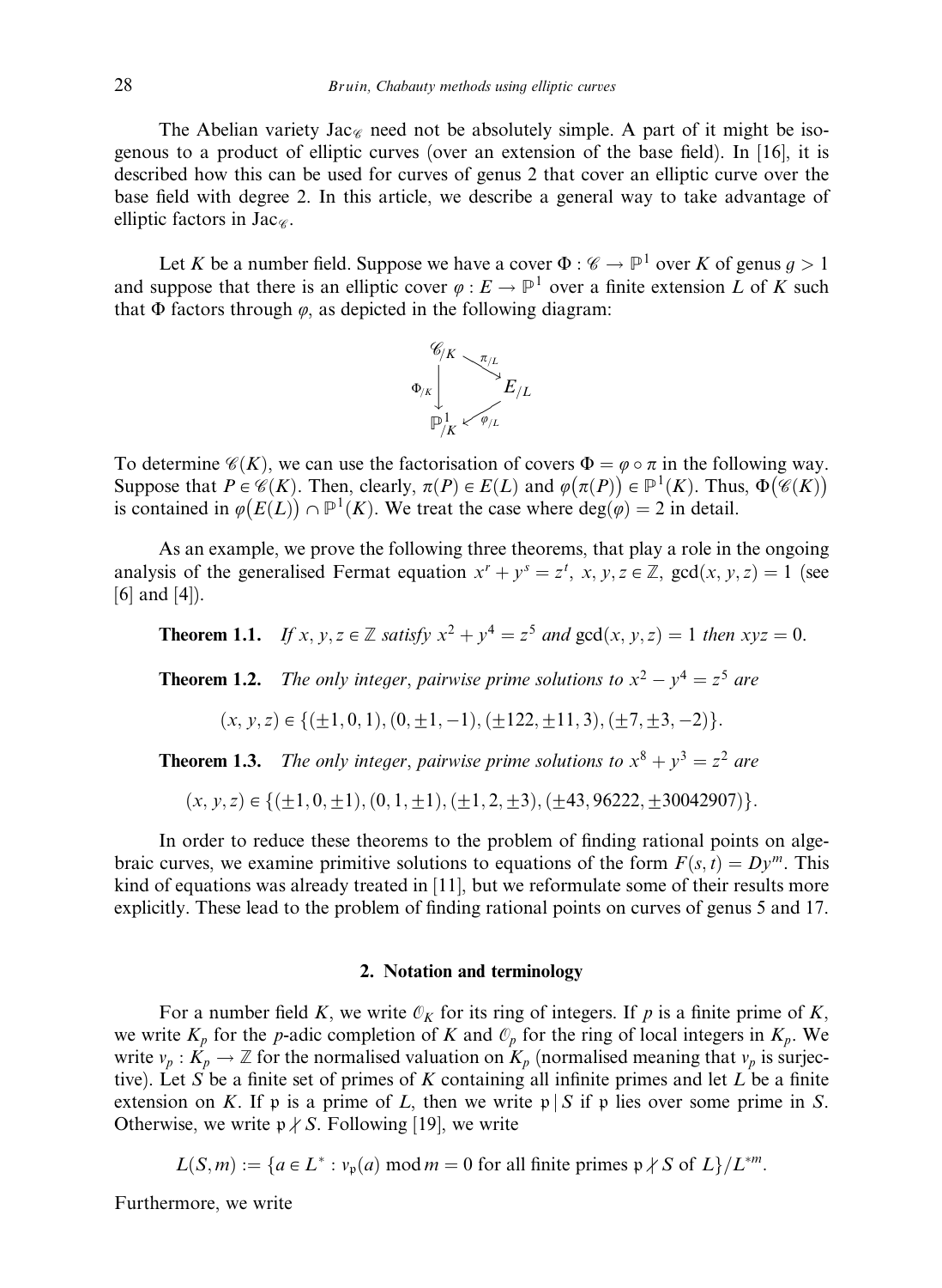The Abelian variety $\mathrm{Jac}_{\mathscr{C}}$ need not be absolutely simple. A part of it might be isogenous to a product of elliptic curves (over an extension of the base field). In [16], it is described how this can be used for curves of genus 2 that cover an elliptic curve over the base field with degree 2. In this article, we describe a general way to take advantage of elliptic factors in $\mathrm{Jac}_{\mathscr{C}}$.

Let $K$ be a number field. Suppose we have a cover $\Phi : \mathscr{C} \to \mathbb{P}^1$ over $K$ of genus $g > 1$ and suppose that there is an elliptic cover $\varphi : E \to \mathbb{P}^1$ over a finite extension $L$ of $K$ such that $\Phi$ factors through $\varphi$, as depicted in the following diagram:

$$\begin{array}{ccc} \mathscr{C}_{/K} & \xrightarrow{\pi_{/L}} & E_{/L} \\ \Phi_{/K}\downarrow & \swarrow \varphi_{/L} & \\ \mathbb{P}^1_{/K} & & \end{array}$$

To determine $\mathscr{C}(K)$, we can use the factorisation of covers $\Phi = \varphi \circ \pi$ in the following way. Suppose that $P \in \mathscr{C}(K)$. Then, clearly, $\pi(P) \in E(L)$ and $\varphi(\pi(P)) \in \mathbb{P}^1(K)$. Thus, $\Phi(\mathscr{C}(K))$ is contained in $\varphi(E(L)) \cap \mathbb{P}^1(K)$. We treat the case where $\deg(\varphi) = 2$ in detail.

As an example, we prove the following three theorems, that play a role in the ongoing analysis of the generalised Fermat equation $x^r + y^s = z^t$, $x, y, z \in \mathbb{Z}$, $\gcd(x, y, z) = 1$ (see [6] and [4]).

**Theorem 1.1.** *If $x, y, z \in \mathbb{Z}$ satisfy $x^2 + y^4 = z^5$ and $\gcd(x, y, z) = 1$ then $xyz = 0$.*

**Theorem 1.2.** *The only integer, pairwise prime solutions to $x^2 - y^4 = z^5$ are*

$$(x, y, z) \in \{(\pm 1, 0, 1), (0, \pm 1, -1), (\pm 122, \pm 11, 3), (\pm 7, \pm 3, -2)\}.$$

**Theorem 1.3.** *The only integer, pairwise prime solutions to $x^8 + y^3 = z^2$ are*

$$(x, y, z) \in \{(\pm 1, 0, \pm 1), (0, 1, \pm 1), (\pm 1, 2, \pm 3), (\pm 43, 96222, \pm 30042907)\}.$$

In order to reduce these theorems to the problem of finding rational points on algebraic curves, we examine primitive solutions to equations of the form $F(s, t) = Dy^m$. This kind of equations was already treated in [11], but we reformulate some of their results more explicitly. These lead to the problem of finding rational points on curves of genus 5 and 17.

## 2. Notation and terminology

For a number field $K$, we write $\mathcal{O}_K$ for its ring of integers. If $p$ is a finite prime of $K$, we write $K_p$ for the $p$-adic completion of $K$ and $\mathcal{O}_p$ for the ring of local integers in $K_p$. We write $v_p : K_p \to \mathbb{Z}$ for the normalised valuation on $K_p$ (normalised meaning that $v_p$ is surjective). Let $S$ be a finite set of primes of $K$ containing all infinite primes and let $L$ be a finite extension on $K$. If $\mathfrak{p}$ is a prime of $L$, then we write $\mathfrak{p} \mid S$ if $\mathfrak{p}$ lies over some prime in $S$. Otherwise, we write $\mathfrak{p} \nmid S$. Following [19], we write

$$L(S, m) := \{a \in L^* : v_{\mathfrak{p}}(a) \bmod m = 0 \text{ for all finite primes } \mathfrak{p} \nmid S \text{ of } L\}/L^{*m}.$$

Furthermore, we write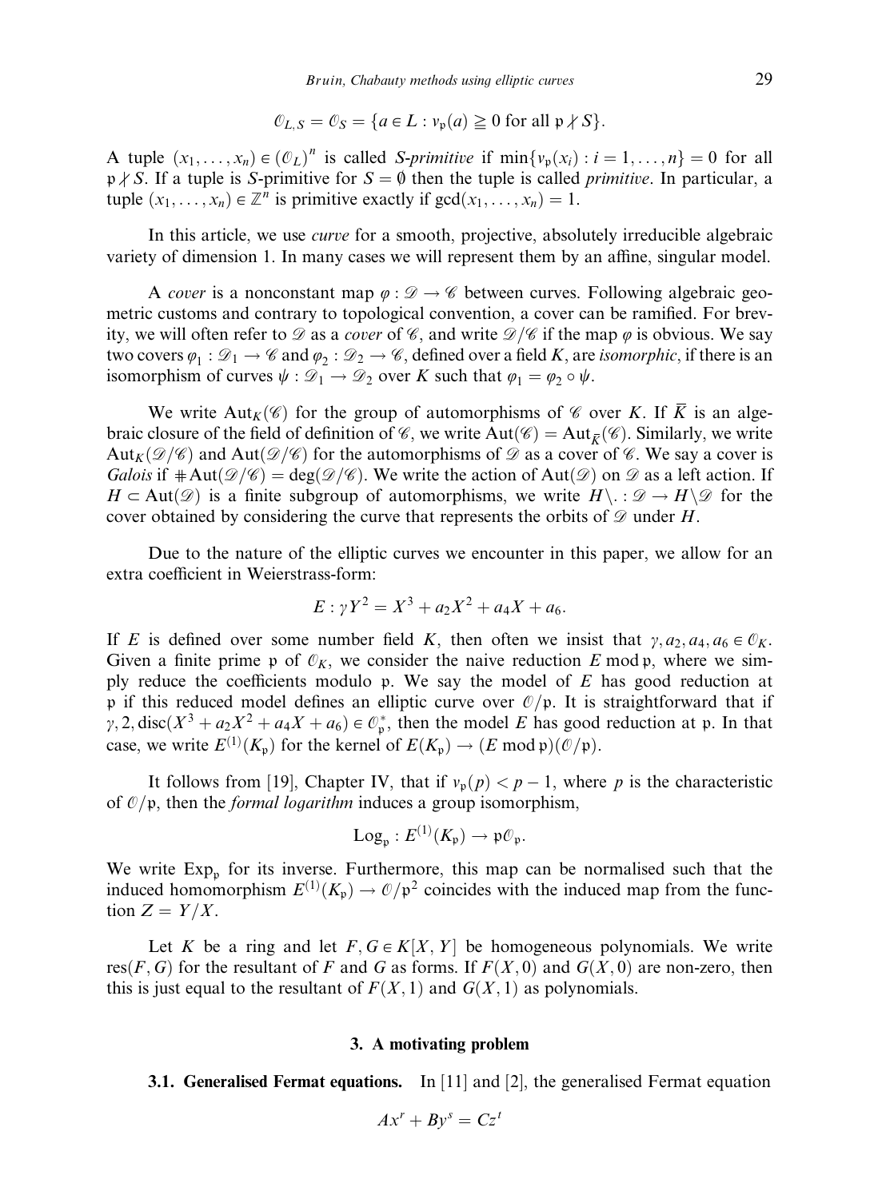$$\mathcal{O}_{L,S} = \mathcal{O}_S = \{a \in L : v_\mathfrak{p}(a) \geqq 0 \text{ for all } \mathfrak{p} \nmid S\}.$$

A tuple $(x_1, \ldots, x_n) \in (\mathcal{O}_L)^n$ is called *S-primitive* if $\min\{v_\mathfrak{p}(x_i) : i = 1, \ldots, n\} = 0$ for all $\mathfrak{p} \nmid S$. If a tuple is S-primitive for $S = \emptyset$ then the tuple is called *primitive*. In particular, a tuple $(x_1, \ldots, x_n) \in \mathbb{Z}^n$ is primitive exactly if $\gcd(x_1, \ldots, x_n) = 1$.

In this article, we use *curve* for a smooth, projective, absolutely irreducible algebraic variety of dimension 1. In many cases we will represent them by an affine, singular model.

A *cover* is a nonconstant map $\varphi : \mathscr{D} \to \mathscr{C}$ between curves. Following algebraic geometric customs and contrary to topological convention, a cover can be ramified. For brevity, we will often refer to $\mathscr{D}$ as a *cover* of $\mathscr{C}$, and write $\mathscr{D}/\mathscr{C}$ if the map $\varphi$ is obvious. We say two covers $\varphi_1 : \mathscr{D}_1 \to \mathscr{C}$ and $\varphi_2 : \mathscr{D}_2 \to \mathscr{C}$, defined over a field $K$, are *isomorphic*, if there is an isomorphism of curves $\psi : \mathscr{D}_1 \to \mathscr{D}_2$ over $K$ such that $\varphi_1 = \varphi_2 \circ \psi$.

We write $\mathrm{Aut}_K(\mathscr{C})$ for the group of automorphisms of $\mathscr{C}$ over $K$. If $\overline{K}$ is an algebraic closure of the field of definition of $\mathscr{C}$, we write $\mathrm{Aut}(\mathscr{C}) = \mathrm{Aut}_{\overline{K}}(\mathscr{C})$. Similarly, we write $\mathrm{Aut}_K(\mathscr{D}/\mathscr{C})$ and $\mathrm{Aut}(\mathscr{D}/\mathscr{C})$ for the automorphisms of $\mathscr{D}$ as a cover of $\mathscr{C}$. We say a cover is *Galois* if $\#\mathrm{Aut}(\mathscr{D}/\mathscr{C}) = \deg(\mathscr{D}/\mathscr{C})$. We write the action of $\mathrm{Aut}(\mathscr{D})$ on $\mathscr{D}$ as a left action. If $H \subset \mathrm{Aut}(\mathscr{D})$ is a finite subgroup of automorphisms, we write $H\backslash . : \mathscr{D} \to H\backslash\mathscr{D}$ for the cover obtained by considering the curve that represents the orbits of $\mathscr{D}$ under $H$.

Due to the nature of the elliptic curves we encounter in this paper, we allow for an extra coefficient in Weierstrass-form:

$$E : \gamma Y^2 = X^3 + a_2X^2 + a_4X + a_6.$$

If $E$ is defined over some number field $K$, then often we insist that $\gamma, a_2, a_4, a_6 \in \mathcal{O}_K$. Given a finite prime $\mathfrak{p}$ of $\mathcal{O}_K$, we consider the naive reduction $E \bmod \mathfrak{p}$, where we simply reduce the coefficients modulo $\mathfrak{p}$. We say the model of $E$ has good reduction at $\mathfrak{p}$ if this reduced model defines an elliptic curve over $\mathcal{O}/\mathfrak{p}$. It is straightforward that if $\gamma, 2, \mathrm{disc}(X^3 + a_2X^2 + a_4X + a_6) \in \mathcal{O}_\mathfrak{p}^*$, then the model $E$ has good reduction at $\mathfrak{p}$. In that case, we write $E^{(1)}(K_\mathfrak{p})$ for the kernel of $E(K_\mathfrak{p}) \to (E \bmod \mathfrak{p})(\mathcal{O}/\mathfrak{p})$.

It follows from [19], Chapter IV, that if $v_\mathfrak{p}(p) < p - 1$, where $p$ is the characteristic of $\mathcal{O}/\mathfrak{p}$, then the *formal logarithm* induces a group isomorphism,

$$\mathrm{Log}_\mathfrak{p} : E^{(1)}(K_\mathfrak{p}) \to \mathfrak{p}\mathcal{O}_\mathfrak{p}.$$

We write $\mathrm{Exp}_\mathfrak{p}$ for its inverse. Furthermore, this map can be normalised such that the induced homomorphism $E^{(1)}(K_\mathfrak{p}) \to \mathcal{O}/\mathfrak{p}^2$ coincides with the induced map from the function $Z = Y/X$.

Let $K$ be a ring and let $F, G \in K[X, Y]$ be homogeneous polynomials. We write $\mathrm{res}(F, G)$ for the resultant of $F$ and $G$ as forms. If $F(X, 0)$ and $G(X, 0)$ are non-zero, then this is just equal to the resultant of $F(X, 1)$ and $G(X, 1)$ as polynomials.

## 3. A motivating problem

**3.1. Generalised Fermat equations.** In [11] and [2], the generalised Fermat equation

$$Ax^r + By^s = Cz^t$$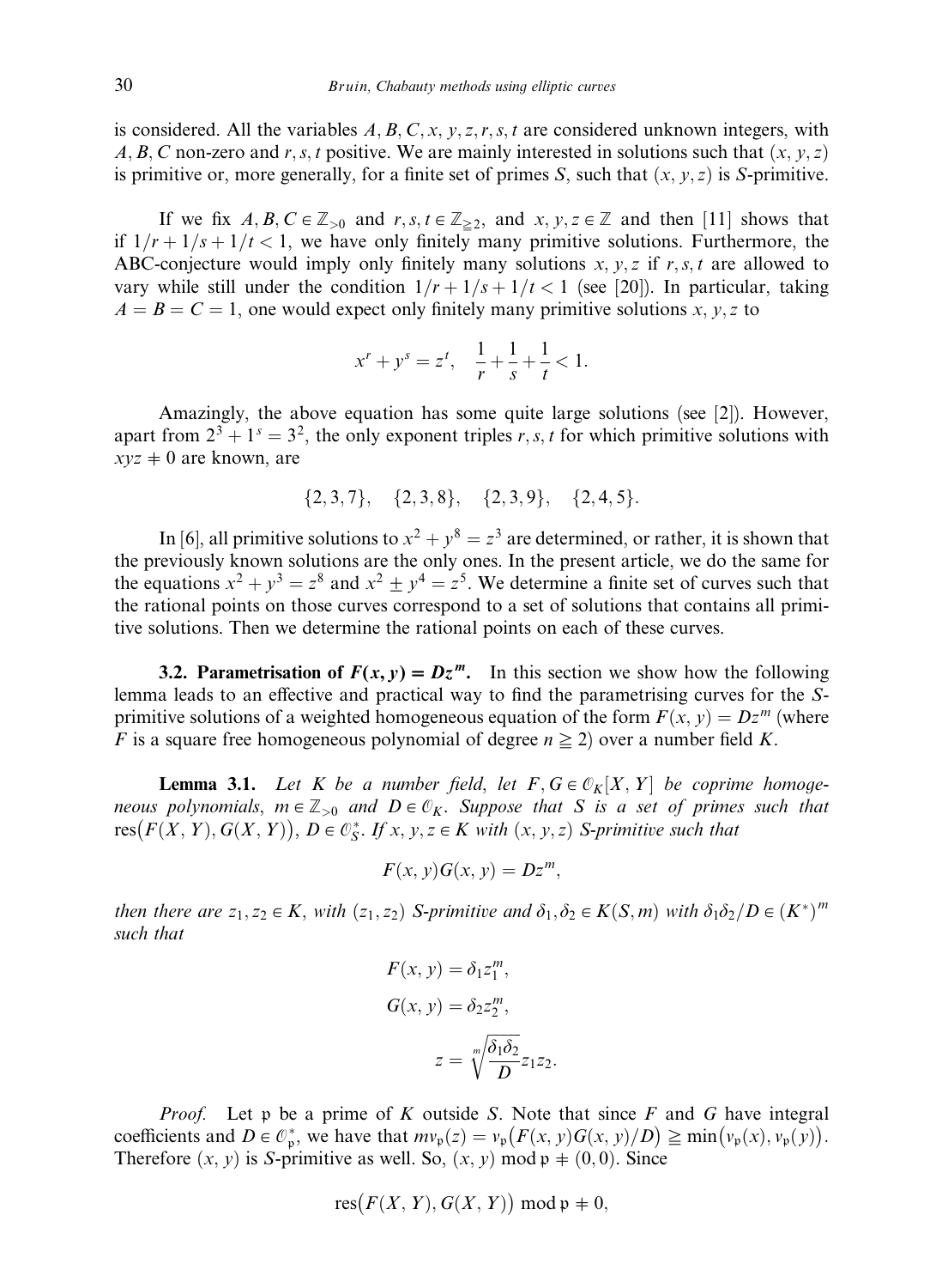is considered. All the variables $A, B, C, x, y, z, r, s, t$ are considered unknown integers, with $A, B, C$ non-zero and $r, s, t$ positive. We are mainly interested in solutions such that $(x, y, z)$ is primitive or, more generally, for a finite set of primes $S$, such that $(x, y, z)$ is $S$-primitive.

If we fix $A, B, C \in \mathbb{Z}_{>0}$ and $r, s, t \in \mathbb{Z}_{\geqq 2}$, and $x, y, z \in \mathbb{Z}$ and then [11] shows that if $1/r + 1/s + 1/t < 1$, we have only finitely many primitive solutions. Furthermore, the ABC-conjecture would imply only finitely many solutions $x, y, z$ if $r, s, t$ are allowed to vary while still under the condition $1/r + 1/s + 1/t < 1$ (see [20]). In particular, taking $A = B = C = 1$, one would expect only finitely many primitive solutions $x, y, z$ to

$$x^r + y^s = z^t, \quad \frac{1}{r} + \frac{1}{s} + \frac{1}{t} < 1.$$

Amazingly, the above equation has some quite large solutions (see [2]). However, apart from $2^3 + 1^s = 3^2$, the only exponent triples $r, s, t$ for which primitive solutions with $xyz \neq 0$ are known, are

$$\{2, 3, 7\}, \quad \{2, 3, 8\}, \quad \{2, 3, 9\}, \quad \{2, 4, 5\}.$$

In [6], all primitive solutions to $x^2 + y^8 = z^3$ are determined, or rather, it is shown that the previously known solutions are the only ones. In the present article, we do the same for the equations $x^2 + y^3 = z^8$ and $x^2 \pm y^4 = z^5$. We determine a finite set of curves such that the rational points on those curves correspond to a set of solutions that contains all primitive solutions. Then we determine the rational points on each of these curves.

**3.2. Parametrisation of $F(x, y) = Dz^m$.** In this section we show how the following lemma leads to an effective and practical way to find the parametrising curves for the $S$-primitive solutions of a weighted homogeneous equation of the form $F(x, y) = Dz^m$ (where $F$ is a square free homogeneous polynomial of degree $n \geqq 2$) over a number field $K$.

**Lemma 3.1.** *Let $K$ be a number field, let $F, G \in \mathcal{O}_K[X, Y]$ be coprime homogeneous polynomials, $m \in \mathbb{Z}_{>0}$ and $D \in \mathcal{O}_K$. Suppose that $S$ is a set of primes such that $\operatorname{res}(F(X, Y), G(X, Y)), D \in \mathcal{O}_S^*$. If $x, y, z \in K$ with $(x, y, z)$ $S$-primitive such that*

$$F(x, y)G(x, y) = Dz^m,$$

*then there are $z_1, z_2 \in K$, with $(z_1, z_2)$ $S$-primitive and $\delta_1, \delta_2 \in K(S, m)$ with $\delta_1\delta_2/D \in (K^*)^m$ such that*

$$F(x, y) = \delta_1 z_1^m,$$
$$G(x, y) = \delta_2 z_2^m,$$
$$z = \sqrt[m]{\frac{\delta_1\delta_2}{D}} z_1 z_2.$$

*Proof.* Let $\mathfrak{p}$ be a prime of $K$ outside $S$. Note that since $F$ and $G$ have integral coefficients and $D \in \mathcal{O}_{\mathfrak{p}}^*$, we have that $mv_{\mathfrak{p}}(z) = v_{\mathfrak{p}}(F(x, y)G(x, y)/D) \geqq \min(v_{\mathfrak{p}}(x), v_{\mathfrak{p}}(y))$. Therefore $(x, y)$ is $S$-primitive as well. So, $(x, y) \bmod \mathfrak{p} \neq (0, 0)$. Since

$$\operatorname{res}(F(X, Y), G(X, Y)) \bmod \mathfrak{p} \neq 0,$$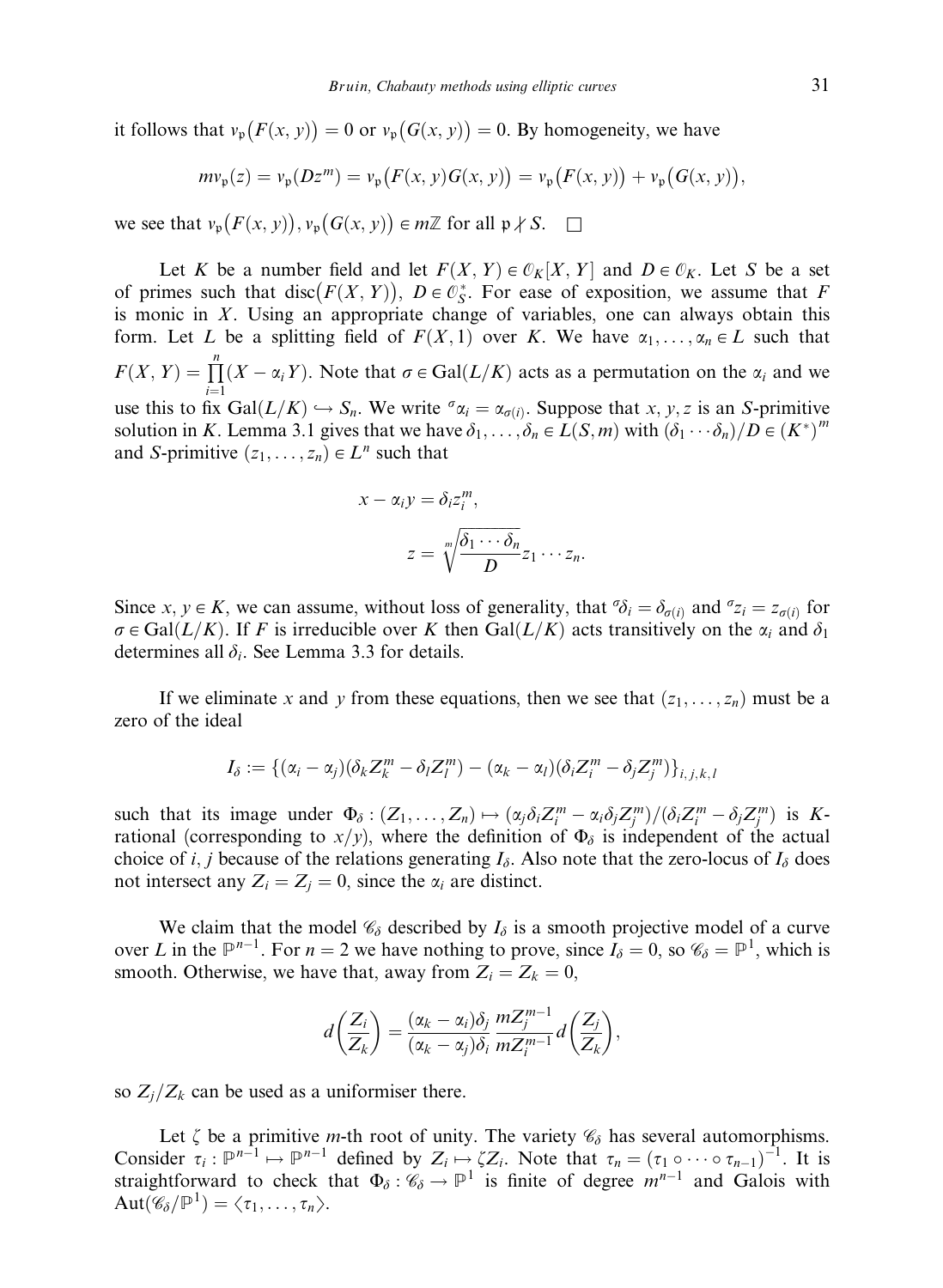it follows that $v_{\mathfrak{p}}(F(x,y)) = 0$ or $v_{\mathfrak{p}}(G(x,y)) = 0$. By homogeneity, we have

$$mv_{\mathfrak{p}}(z) = v_{\mathfrak{p}}(Dz^m) = v_{\mathfrak{p}}(F(x,y)G(x,y)) = v_{\mathfrak{p}}(F(x,y)) + v_{\mathfrak{p}}(G(x,y)),$$

we see that $v_{\mathfrak{p}}(F(x,y)), v_{\mathfrak{p}}(G(x,y)) \in m\mathbb{Z}$ for all $\mathfrak{p} \nmid S$. $\square$

Let $K$ be a number field and let $F(X,Y) \in \mathcal{O}_K[X,Y]$ and $D \in \mathcal{O}_K$. Let $S$ be a set of primes such that $\operatorname{disc}(F(X,Y)),\ D \in \mathcal{O}_S^*$. For ease of exposition, we assume that $F$ is monic in $X$. Using an appropriate change of variables, one can always obtain this form. Let $L$ be a splitting field of $F(X,1)$ over $K$. We have $\alpha_1, \ldots, \alpha_n \in L$ such that $F(X,Y) = \prod_{i=1}^{n}(X - \alpha_i Y)$. Note that $\sigma \in \operatorname{Gal}(L/K)$ acts as a permutation on the $\alpha_i$ and we use this to fix $\operatorname{Gal}(L/K) \hookrightarrow S_n$. We write ${}^{\sigma}\alpha_i = \alpha_{\sigma(i)}$. Suppose that $x, y, z$ is an $S$-primitive solution in $K$. Lemma 3.1 gives that we have $\delta_1, \ldots, \delta_n \in L(S,m)$ with $(\delta_1 \cdots \delta_n)/D \in (K^*)^m$ and $S$-primitive $(z_1, \ldots, z_n) \in L^n$ such that

$$x - \alpha_i y = \delta_i z_i^m,$$

$$z = \sqrt[m]{\frac{\delta_1 \cdots \delta_n}{D}} z_1 \cdots z_n.$$

Since $x, y \in K$, we can assume, without loss of generality, that ${}^{\sigma}\delta_i = \delta_{\sigma(i)}$ and ${}^{\sigma}z_i = z_{\sigma(i)}$ for $\sigma \in \operatorname{Gal}(L/K)$. If $F$ is irreducible over $K$ then $\operatorname{Gal}(L/K)$ acts transitively on the $\alpha_i$ and $\delta_1$ determines all $\delta_i$. See Lemma 3.3 for details.

If we eliminate $x$ and $y$ from these equations, then we see that $(z_1, \ldots, z_n)$ must be a zero of the ideal

$$I_\delta := \{(\alpha_i - \alpha_j)(\delta_k Z_k^m - \delta_l Z_l^m) - (\alpha_k - \alpha_l)(\delta_i Z_i^m - \delta_j Z_j^m)\}_{i,j,k,l}$$

such that its image under $\Phi_\delta : (Z_1, \ldots, Z_n) \mapsto (\alpha_j \delta_i Z_i^m - \alpha_i \delta_j Z_j^m)/(\delta_i Z_i^m - \delta_j Z_j^m)$ is $K$-rational (corresponding to $x/y$), where the definition of $\Phi_\delta$ is independent of the actual choice of $i, j$ because of the relations generating $I_\delta$. Also note that the zero-locus of $I_\delta$ does not intersect any $Z_i = Z_j = 0$, since the $\alpha_i$ are distinct.

We claim that the model $\mathscr{C}_\delta$ described by $I_\delta$ is a smooth projective model of a curve over $L$ in the $\mathbb{P}^{n-1}$. For $n = 2$ we have nothing to prove, since $I_\delta = 0$, so $\mathscr{C}_\delta = \mathbb{P}^1$, which is smooth. Otherwise, we have that, away from $Z_i = Z_k = 0$,

$$d\left(\frac{Z_i}{Z_k}\right) = \frac{(\alpha_k - \alpha_i)\delta_j}{(\alpha_k - \alpha_j)\delta_i} \frac{mZ_j^{m-1}}{mZ_i^{m-1}} d\left(\frac{Z_j}{Z_k}\right),$$

so $Z_j/Z_k$ can be used as a uniformiser there.

Let $\zeta$ be a primitive $m$-th root of unity. The variety $\mathscr{C}_\delta$ has several automorphisms. Consider $\tau_i : \mathbb{P}^{n-1} \mapsto \mathbb{P}^{n-1}$ defined by $Z_i \mapsto \zeta Z_i$. Note that $\tau_n = (\tau_1 \circ \cdots \circ \tau_{n-1})^{-1}$. It is straightforward to check that $\Phi_\delta : \mathscr{C}_\delta \to \mathbb{P}^1$ is finite of degree $m^{n-1}$ and Galois with $\operatorname{Aut}(\mathscr{C}_\delta/\mathbb{P}^1) = \langle \tau_1, \ldots, \tau_n \rangle$.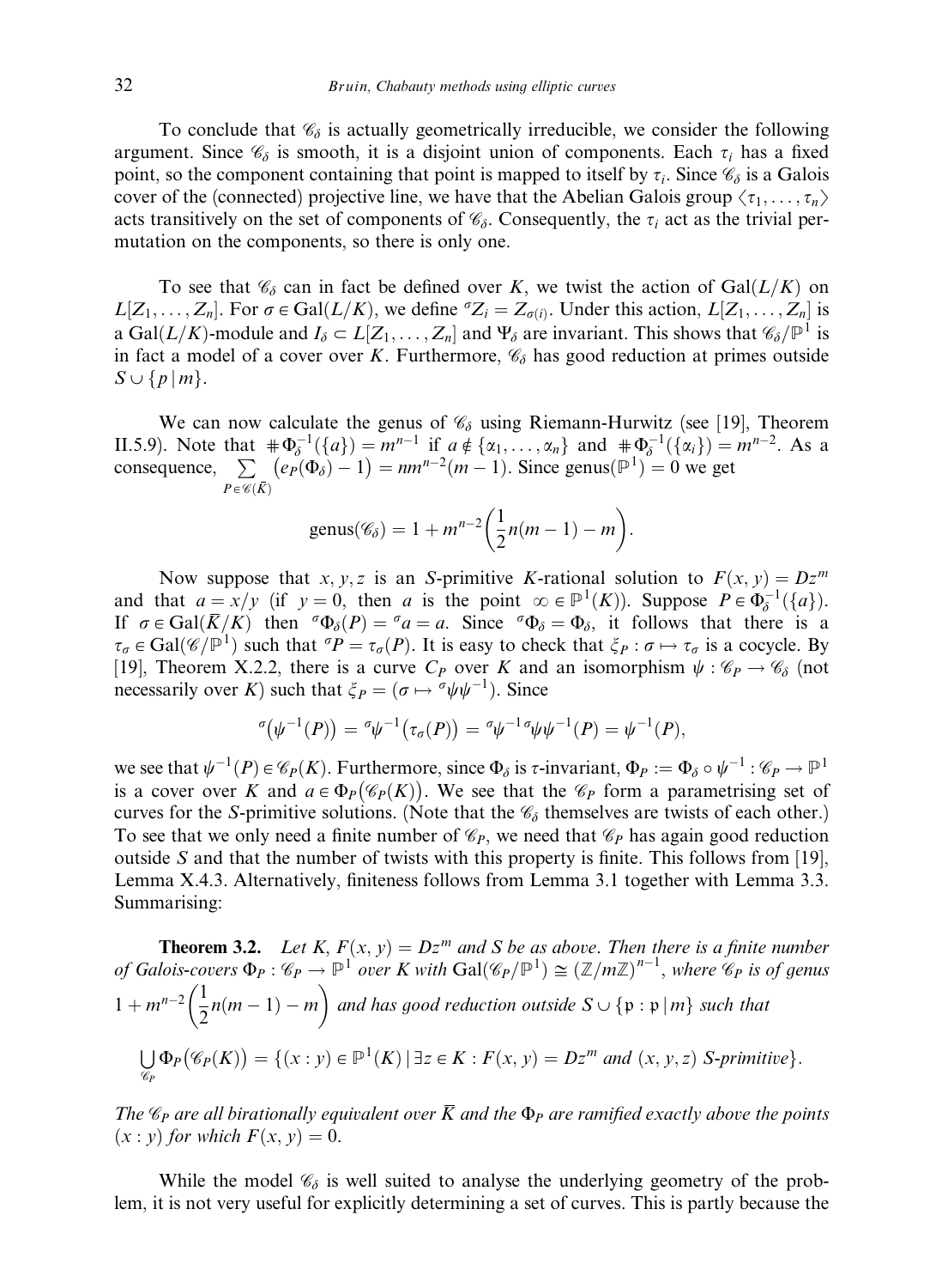To conclude that $\mathscr{C}_\delta$ is actually geometrically irreducible, we consider the following argument. Since $\mathscr{C}_\delta$ is smooth, it is a disjoint union of components. Each $\tau_i$ has a fixed point, so the component containing that point is mapped to itself by $\tau_i$. Since $\mathscr{C}_\delta$ is a Galois cover of the (connected) projective line, we have that the Abelian Galois group $\langle \tau_1, \ldots, \tau_n \rangle$ acts transitively on the set of components of $\mathscr{C}_\delta$. Consequently, the $\tau_i$ act as the trivial permutation on the components, so there is only one.

To see that $\mathscr{C}_\delta$ can in fact be defined over $K$, we twist the action of $\mathrm{Gal}(L/K)$ on $L[Z_1, \ldots, Z_n]$. For $\sigma \in \mathrm{Gal}(L/K)$, we define ${}^\sigma Z_i = Z_{\sigma(i)}$. Under this action, $L[Z_1, \ldots, Z_n]$ is a $\mathrm{Gal}(L/K)$-module and $I_\delta \subset L[Z_1, \ldots, Z_n]$ and $\Psi_\delta$ are invariant. This shows that $\mathscr{C}_\delta/\mathbb{P}^1$ is in fact a model of a cover over $K$. Furthermore, $\mathscr{C}_\delta$ has good reduction at primes outside $S \cup \{p \mid m\}$.

We can now calculate the genus of $\mathscr{C}_\delta$ using Riemann-Hurwitz (see [19], Theorem II.5.9). Note that $\#\Phi_\delta^{-1}(\{a\}) = m^{n-1}$ if $a \notin \{\alpha_1, \ldots, \alpha_n\}$ and $\#\Phi_\delta^{-1}(\{\alpha_i\}) = m^{n-2}$. As a consequence, $\sum_{P \in \mathscr{C}(\bar{K})} (e_P(\Phi_\delta) - 1) = nm^{n-2}(m-1)$. Since $\mathrm{genus}(\mathbb{P}^1) = 0$ we get

$$\mathrm{genus}(\mathscr{C}_\delta) = 1 + m^{n-2}\left(\frac{1}{2}n(m-1) - m\right).$$

Now suppose that $x, y, z$ is an $S$-primitive $K$-rational solution to $F(x, y) = Dz^m$ and that $a = x/y$ (if $y = 0$, then $a$ is the point $\infty \in \mathbb{P}^1(K)$). Suppose $P \in \Phi_\delta^{-1}(\{a\})$. If $\sigma \in \mathrm{Gal}(\bar{K}/K)$ then ${}^\sigma\Phi_\delta(P) = {}^\sigma a = a$. Since ${}^\sigma\Phi_\delta = \Phi_\delta$, it follows that there is a $\tau_\sigma \in \mathrm{Gal}(\mathscr{C}/\mathbb{P}^1)$ such that ${}^\sigma P = \tau_\sigma(P)$. It is easy to check that $\xi_P : \sigma \mapsto \tau_\sigma$ is a cocycle. By [19], Theorem X.2.2, there is a curve $C_P$ over $K$ and an isomorphism $\psi : \mathscr{C}_P \to \mathscr{C}_\delta$ (not necessarily over $K$) such that $\xi_P = (\sigma \mapsto {}^\sigma\psi\psi^{-1})$. Since

$${}^\sigma\big(\psi^{-1}(P)\big) = {}^\sigma\psi^{-1}\big(\tau_\sigma(P)\big) = {}^\sigma\psi^{-1}\,{}^\sigma\psi\psi^{-1}(P) = \psi^{-1}(P),$$

we see that $\psi^{-1}(P) \in \mathscr{C}_P(K)$. Furthermore, since $\Phi_\delta$ is $\tau$-invariant, $\Phi_P := \Phi_\delta \circ \psi^{-1} : \mathscr{C}_P \to \mathbb{P}^1$ is a cover over $K$ and $a \in \Phi_P\big(\mathscr{C}_P(K)\big)$. We see that the $\mathscr{C}_P$ form a parametrising set of curves for the $S$-primitive solutions. (Note that the $\mathscr{C}_\delta$ themselves are twists of each other.) To see that we only need a finite number of $\mathscr{C}_P$, we need that $\mathscr{C}_P$ has again good reduction outside $S$ and that the number of twists with this property is finite. This follows from [19], Lemma X.4.3. Alternatively, finiteness follows from Lemma 3.1 together with Lemma 3.3. Summarising:

**Theorem 3.2.** *Let $K$, $F(x, y) = Dz^m$ and $S$ be as above. Then there is a finite number of Galois-covers $\Phi_P : \mathscr{C}_P \to \mathbb{P}^1$ over $K$ with $\mathrm{Gal}(\mathscr{C}_P/\mathbb{P}^1) \cong (\mathbb{Z}/m\mathbb{Z})^{n-1}$, where $\mathscr{C}_P$ is of genus $1 + m^{n-2}\left(\frac{1}{2}n(m-1) - m\right)$ and has good reduction outside $S \cup \{\mathfrak{p} : \mathfrak{p} \mid m\}$ such that*

$$\bigcup_{\mathscr{C}_P} \Phi_P\big(\mathscr{C}_P(K)\big) = \{(x : y) \in \mathbb{P}^1(K) \mid \exists z \in K : F(x, y) = Dz^m \text{ and } (x, y, z)\ S\text{-primitive}\}.$$

*The $\mathscr{C}_P$ are all birationally equivalent over $\bar{K}$ and the $\Phi_P$ are ramified exactly above the points $(x : y)$ for which $F(x, y) = 0$.*

While the model $\mathscr{C}_\delta$ is well suited to analyse the underlying geometry of the problem, it is not very useful for explicitly determining a set of curves. This is partly because the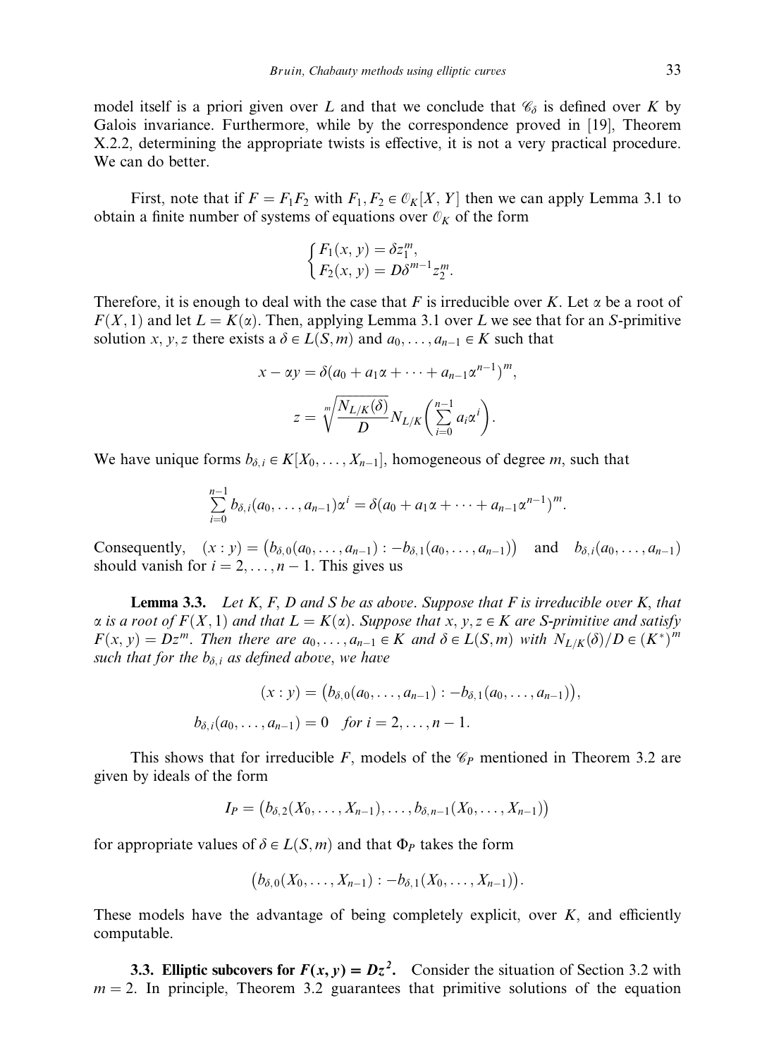model itself is a priori given over $L$ and that we conclude that $\mathscr{C}_\delta$ is defined over $K$ by Galois invariance. Furthermore, while by the correspondence proved in [19], Theorem X.2.2, determining the appropriate twists is effective, it is not a very practical procedure. We can do better.

First, note that if $F = F_1 F_2$ with $F_1, F_2 \in \mathcal{O}_K[X, Y]$ then we can apply Lemma 3.1 to obtain a finite number of systems of equations over $\mathcal{O}_K$ of the form

$$\begin{cases} F_1(x, y) = \delta z_1^m, \\ F_2(x, y) = D\delta^{m-1} z_2^m. \end{cases}$$

Therefore, it is enough to deal with the case that $F$ is irreducible over $K$. Let $\alpha$ be a root of $F(X, 1)$ and let $L = K(\alpha)$. Then, applying Lemma 3.1 over $L$ we see that for an $S$-primitive solution $x, y, z$ there exists a $\delta \in L(S, m)$ and $a_0, \ldots, a_{n-1} \in K$ such that

$$x - \alpha y = \delta(a_0 + a_1\alpha + \cdots + a_{n-1}\alpha^{n-1})^m,$$

$$z = \sqrt[m]{\frac{N_{L/K}(\delta)}{D}} N_{L/K}\left(\sum_{i=0}^{n-1} a_i \alpha^i\right).$$

We have unique forms $b_{\delta,i} \in K[X_0, \ldots, X_{n-1}]$, homogeneous of degree $m$, such that

$$\sum_{i=0}^{n-1} b_{\delta,i}(a_0, \ldots, a_{n-1})\alpha^i = \delta(a_0 + a_1\alpha + \cdots + a_{n-1}\alpha^{n-1})^m.$$

Consequently, $(x : y) = \big(b_{\delta,0}(a_0, \ldots, a_{n-1}) : -b_{\delta,1}(a_0, \ldots, a_{n-1})\big)$ and $b_{\delta,i}(a_0, \ldots, a_{n-1})$ should vanish for $i = 2, \ldots, n-1$. This gives us

**Lemma 3.3.** *Let $K$, $F$, $D$ and $S$ be as above. Suppose that $F$ is irreducible over $K$, that $\alpha$ is a root of $F(X, 1)$ and that $L = K(\alpha)$. Suppose that $x, y, z \in K$ are $S$-primitive and satisfy $F(x, y) = Dz^m$. Then there are $a_0, \ldots, a_{n-1} \in K$ and $\delta \in L(S, m)$ with $N_{L/K}(\delta)/D \in (K^*)^m$ such that for the $b_{\delta,i}$ as defined above, we have*

$$(x : y) = \big(b_{\delta,0}(a_0, \ldots, a_{n-1}) : -b_{\delta,1}(a_0, \ldots, a_{n-1})\big),$$

$$b_{\delta,i}(a_0, \ldots, a_{n-1}) = 0 \quad \textit{for } i = 2, \ldots, n-1.$$

This shows that for irreducible $F$, models of the $\mathscr{C}_P$ mentioned in Theorem 3.2 are given by ideals of the form

$$I_P = \big(b_{\delta,2}(X_0, \ldots, X_{n-1}), \ldots, b_{\delta,n-1}(X_0, \ldots, X_{n-1})\big)$$

for appropriate values of $\delta \in L(S, m)$ and that $\Phi_P$ takes the form

$$\big(b_{\delta,0}(X_0, \ldots, X_{n-1}) : -b_{\delta,1}(X_0, \ldots, X_{n-1})\big).$$

These models have the advantage of being completely explicit, over $K$, and efficiently computable.

**3.3. Elliptic subcovers for $F(x, y) = Dz^2$.** Consider the situation of Section 3.2 with $m = 2$. In principle, Theorem 3.2 guarantees that primitive solutions of the equation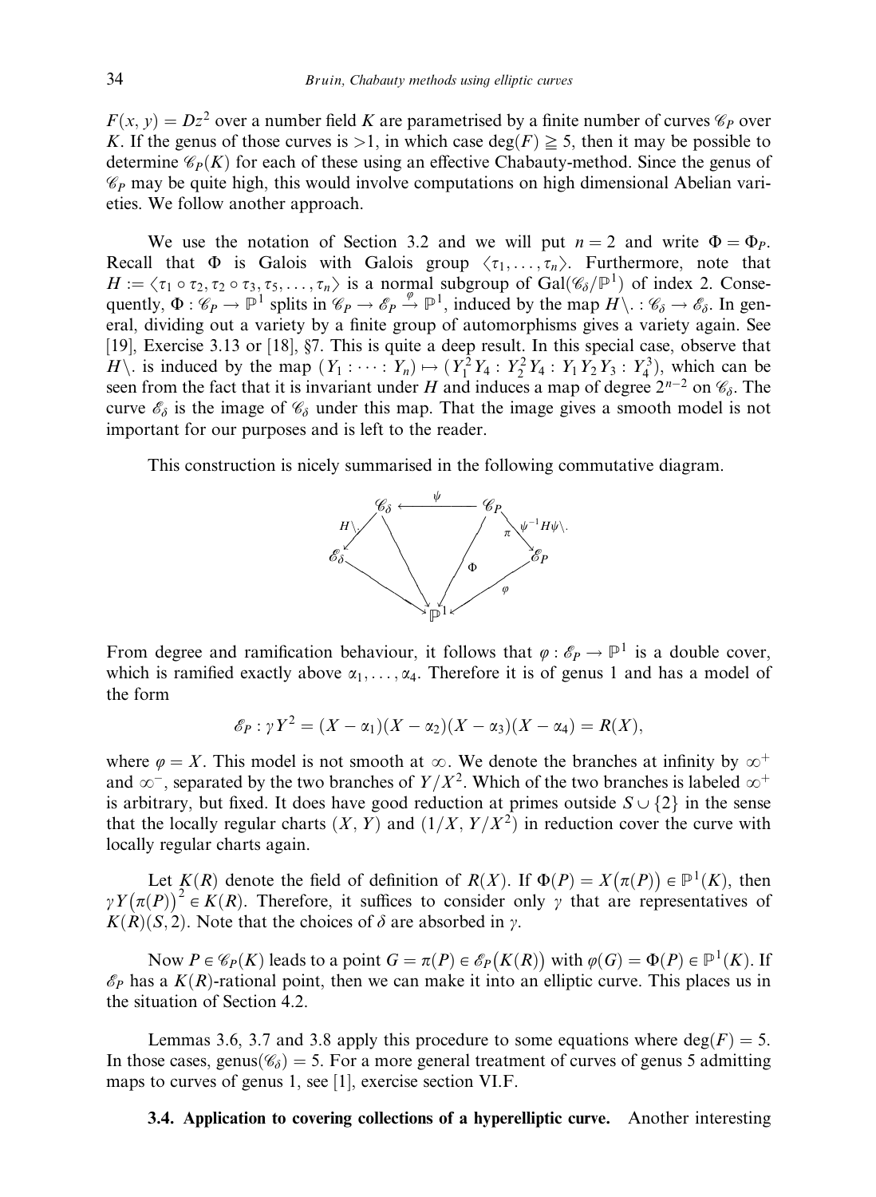$F(x, y) = Dz^2$ over a number field $K$ are parametrised by a finite number of curves $\mathscr{C}_P$ over $K$. If the genus of those curves is $>1$, in which case $\deg(F) \geqq 5$, then it may be possible to determine $\mathscr{C}_P(K)$ for each of these using an effective Chabauty-method. Since the genus of $\mathscr{C}_P$ may be quite high, this would involve computations on high dimensional Abelian varieties. We follow another approach.

We use the notation of Section 3.2 and we will put $n = 2$ and write $\Phi = \Phi_P$. Recall that $\Phi$ is Galois with Galois group $\langle \tau_1, \ldots, \tau_n \rangle$. Furthermore, note that $H := \langle \tau_1 \circ \tau_2, \tau_2 \circ \tau_3, \tau_5, \ldots, \tau_n \rangle$ is a normal subgroup of $\mathrm{Gal}(\mathscr{C}_\delta/\mathbb{P}^1)$ of index 2. Consequently, $\Phi : \mathscr{C}_P \to \mathbb{P}^1$ splits in $\mathscr{C}_P \to \mathscr{E}_P \xrightarrow{\varphi} \mathbb{P}^1$, induced by the map $H\backslash . : \mathscr{C}_\delta \to \mathscr{E}_\delta$. In general, dividing out a variety by a finite group of automorphisms gives a variety again. See [19], Exercise 3.13 or [18], §7. This is quite a deep result. In this special case, observe that $H\backslash .$ is induced by the map $(Y_1 : \cdots : Y_n) \mapsto (Y_1^2 Y_4 : Y_2^2 Y_4 : Y_1 Y_2 Y_3 : Y_4^3)$, which can be seen from the fact that it is invariant under $H$ and induces a map of degree $2^{n-2}$ on $\mathscr{C}_\delta$. The curve $\mathscr{E}_\delta$ is the image of $\mathscr{C}_\delta$ under this map. That the image gives a smooth model is not important for our purposes and is left to the reader.

This construction is nicely summarised in the following commutative diagram.

$$\begin{array}{ccccccc} & & \mathscr{C}_\delta & \xleftarrow{\;\;\psi\;\;} & \mathscr{C}_P & & \\ & \swarrow^{H\backslash .} & & \searrow \qquad \swarrow^{\Phi} & & \searrow^{\psi^{-1}H\psi\backslash .}_{\pi} & \\ \mathscr{E}_\delta & & & & & & \mathscr{E}_P \\ & \searrow & & \mathbb{P}^1 & & \swarrow_{\varphi} & \end{array}$$

From degree and ramification behaviour, it follows that $\varphi : \mathscr{E}_P \to \mathbb{P}^1$ is a double cover, which is ramified exactly above $\alpha_1, \ldots, \alpha_4$. Therefore it is of genus 1 and has a model of the form

$$\mathscr{E}_P : \gamma Y^2 = (X - \alpha_1)(X - \alpha_2)(X - \alpha_3)(X - \alpha_4) = R(X),$$

where $\varphi = X$. This model is not smooth at $\infty$. We denote the branches at infinity by $\infty^+$ and $\infty^-$, separated by the two branches of $Y/X^2$. Which of the two branches is labeled $\infty^+$ is arbitrary, but fixed. It does have good reduction at primes outside $S \cup \{2\}$ in the sense that the locally regular charts $(X, Y)$ and $(1/X, Y/X^2)$ in reduction cover the curve with locally regular charts again.

Let $K(R)$ denote the field of definition of $R(X)$. If $\Phi(P) = X(\pi(P)) \in \mathbb{P}^1(K)$, then $\gamma Y(\pi(P))^2 \in K(R)$. Therefore, it suffices to consider only $\gamma$ that are representatives of $K(R)(S, 2)$. Note that the choices of $\delta$ are absorbed in $\gamma$.

Now $P \in \mathscr{C}_P(K)$ leads to a point $G = \pi(P) \in \mathscr{E}_P(K(R))$ with $\varphi(G) = \Phi(P) \in \mathbb{P}^1(K)$. If $\mathscr{E}_P$ has a $K(R)$-rational point, then we can make it into an elliptic curve. This places us in the situation of Section 4.2.

Lemmas 3.6, 3.7 and 3.8 apply this procedure to some equations where $\deg(F) = 5$. In those cases, $\mathrm{genus}(\mathscr{C}_\delta) = 5$. For a more general treatment of curves of genus 5 admitting maps to curves of genus 1, see [1], exercise section VI.F.

**3.4. Application to covering collections of a hyperelliptic curve.** Another interesting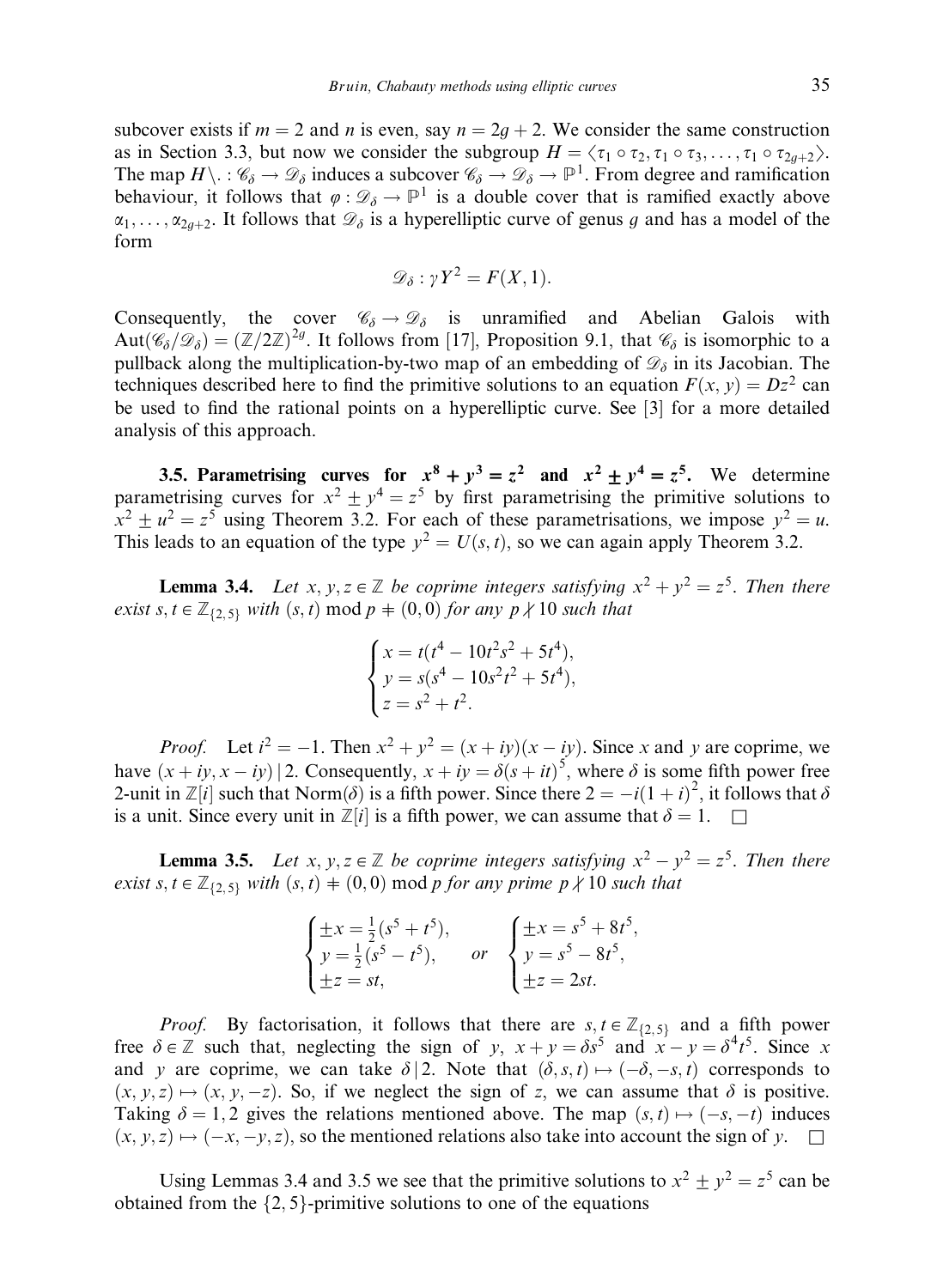subcover exists if $m = 2$ and $n$ is even, say $n = 2g + 2$. We consider the same construction as in Section 3.3, but now we consider the subgroup $H = \langle \tau_1 \circ \tau_2, \tau_1 \circ \tau_3, \ldots, \tau_1 \circ \tau_{2g+2} \rangle$. The map $H\backslash . : \mathscr{C}_\delta \to \mathscr{D}_\delta$ induces a subcover $\mathscr{C}_\delta \to \mathscr{D}_\delta \to \mathbb{P}^1$. From degree and ramification behaviour, it follows that $\varphi : \mathscr{D}_\delta \to \mathbb{P}^1$ is a double cover that is ramified exactly above $\alpha_1, \ldots, \alpha_{2g+2}$. It follows that $\mathscr{D}_\delta$ is a hyperelliptic curve of genus $g$ and has a model of the form

$$\mathscr{D}_\delta : \gamma Y^2 = F(X, 1).$$

Consequently, the cover $\mathscr{C}_\delta \to \mathscr{D}_\delta$ is unramified and Abelian Galois with $\mathrm{Aut}(\mathscr{C}_\delta/\mathscr{D}_\delta) = (\mathbb{Z}/2\mathbb{Z})^{2g}$. It follows from [17], Proposition 9.1, that $\mathscr{C}_\delta$ is isomorphic to a pullback along the multiplication-by-two map of an embedding of $\mathscr{D}_\delta$ in its Jacobian. The techniques described here to find the primitive solutions to an equation $F(x, y) = Dz^2$ can be used to find the rational points on a hyperelliptic curve. See [3] for a more detailed analysis of this approach.

**3.5. Parametrising curves for $x^8 + y^3 = z^2$ and $x^2 \pm y^4 = z^5$.** We determine parametrising curves for $x^2 \pm y^4 = z^5$ by first parametrising the primitive solutions to $x^2 \pm u^2 = z^5$ using Theorem 3.2. For each of these parametrisations, we impose $y^2 = u$. This leads to an equation of the type $y^2 = U(s, t)$, so we can again apply Theorem 3.2.

**Lemma 3.4.** *Let $x, y, z \in \mathbb{Z}$ be coprime integers satisfying $x^2 + y^2 = z^5$. Then there exist $s, t \in \mathbb{Z}_{\{2,5\}}$ with $(s, t) \bmod p \neq (0, 0)$ for any $p \nmid 10$ such that*

$$\begin{cases} x = t(t^4 - 10t^2 s^2 + 5t^4), \\ y = s(s^4 - 10s^2 t^2 + 5t^4), \\ z = s^2 + t^2. \end{cases}$$

*Proof.* Let $i^2 = -1$. Then $x^2 + y^2 = (x + iy)(x - iy)$. Since $x$ and $y$ are coprime, we have $(x + iy, x - iy) \mid 2$. Consequently, $x + iy = \delta(s + it)^5$, where $\delta$ is some fifth power free 2-unit in $\mathbb{Z}[i]$ such that $\mathrm{Norm}(\delta)$ is a fifth power. Since there $2 = -i(1 + i)^2$, it follows that $\delta$ is a unit. Since every unit in $\mathbb{Z}[i]$ is a fifth power, we can assume that $\delta = 1$. $\square$

**Lemma 3.5.** *Let $x, y, z \in \mathbb{Z}$ be coprime integers satisfying $x^2 - y^2 = z^5$. Then there exist $s, t \in \mathbb{Z}_{\{2,5\}}$ with $(s, t) \neq (0, 0) \bmod p$ for any prime $p \nmid 10$ such that*

$$\begin{cases} \pm x = \frac{1}{2}(s^5 + t^5), \\ y = \frac{1}{2}(s^5 - t^5), \\ \pm z = st, \end{cases} \quad \text{or} \quad \begin{cases} \pm x = s^5 + 8t^5, \\ y = s^5 - 8t^5, \\ \pm z = 2st. \end{cases}$$

*Proof.* By factorisation, it follows that there are $s, t \in \mathbb{Z}_{\{2,5\}}$ and a fifth power free $\delta \in \mathbb{Z}$ such that, neglecting the sign of $y$, $x + y = \delta s^5$ and $x - y = \delta^4 t^5$. Since $x$ and $y$ are coprime, we can take $\delta \mid 2$. Note that $(\delta, s, t) \mapsto (-\delta, -s, t)$ corresponds to $(x, y, z) \mapsto (x, y, -z)$. So, if we neglect the sign of $z$, we can assume that $\delta$ is positive. Taking $\delta = 1, 2$ gives the relations mentioned above. The map $(s, t) \mapsto (-s, -t)$ induces $(x, y, z) \mapsto (-x, -y, z)$, so the mentioned relations also take into account the sign of $y$. $\square$

Using Lemmas 3.4 and 3.5 we see that the primitive solutions to $x^2 \pm y^2 = z^5$ can be obtained from the $\{2, 5\}$-primitive solutions to one of the equations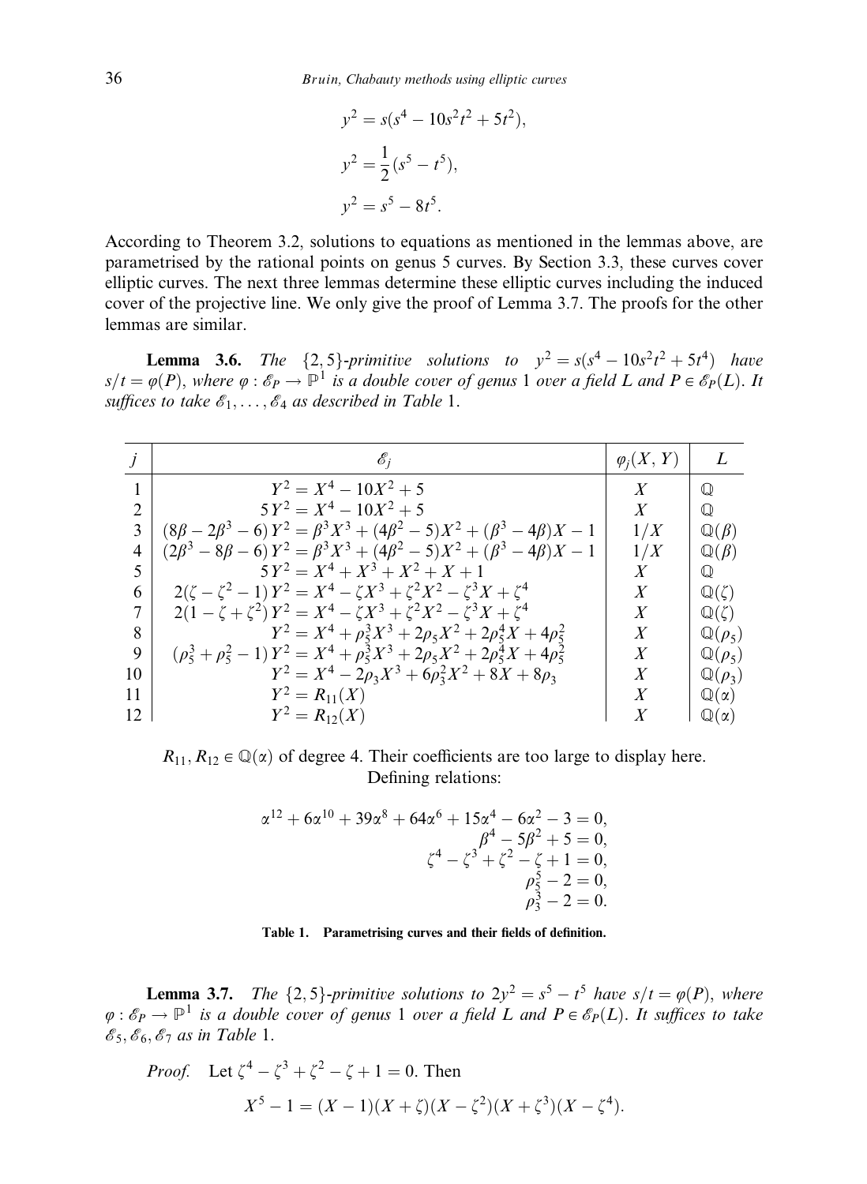$$y^2 = s(s^4 - 10s^2t^2 + 5t^2),$$

$$y^2 = \frac{1}{2}(s^5 - t^5),$$

$$y^2 = s^5 - 8t^5.$$

According to Theorem 3.2, solutions to equations as mentioned in the lemmas above, are parametrised by the rational points on genus 5 curves. By Section 3.3, these curves cover elliptic curves. The next three lemmas determine these elliptic curves including the induced cover of the projective line. We only give the proof of Lemma 3.7. The proofs for the other lemmas are similar.

**Lemma 3.6.** *The* $\{2,5\}$*-primitive solutions to* $y^2 = s(s^4 - 10s^2t^2 + 5t^4)$ *have* $s/t = \varphi(P)$*, where* $\varphi : \mathscr{E}_P \to \mathbb{P}^1$ *is a double cover of genus* 1 *over a field* $L$ *and* $P \in \mathscr{E}_P(L)$*. It suffices to take* $\mathscr{E}_1, \ldots, \mathscr{E}_4$ *as described in Table* 1.

| $j$ | $\mathscr{E}_j$ | $\varphi_j(X,Y)$ | $L$ |
|---|---|---|---|
| 1 | $Y^2 = X^4 - 10X^2 + 5$ | $X$ | $\mathbb{Q}$ |
| 2 | $5Y^2 = X^4 - 10X^2 + 5$ | $X$ | $\mathbb{Q}$ |
| 3 | $(8\beta - 2\beta^3 - 6)Y^2 = \beta^3X^3 + (4\beta^2 - 5)X^2 + (\beta^3 - 4\beta)X - 1$ | $1/X$ | $\mathbb{Q}(\beta)$ |
| 4 | $(2\beta^3 - 8\beta - 6)Y^2 = \beta^3X^3 + (4\beta^2 - 5)X^2 + (\beta^3 - 4\beta)X - 1$ | $1/X$ | $\mathbb{Q}(\beta)$ |
| 5 | $5Y^2 = X^4 + X^3 + X^2 + X + 1$ | $X$ | $\mathbb{Q}$ |
| 6 | $2(\zeta - \zeta^2 - 1)Y^2 = X^4 - \zeta X^3 + \zeta^2X^2 - \zeta^3X + \zeta^4$ | $X$ | $\mathbb{Q}(\zeta)$ |
| 7 | $2(1 - \zeta + \zeta^2)Y^2 = X^4 - \zeta X^3 + \zeta^2X^2 - \zeta^3X + \zeta^4$ | $X$ | $\mathbb{Q}(\zeta)$ |
| 8 | $Y^2 = X^4 + \rho_5^3X^3 + 2\rho_5X^2 + 2\rho_5^4X + 4\rho_5^2$ | $X$ | $\mathbb{Q}(\rho_5)$ |
| 9 | $(\rho_5^3 + \rho_5^2 - 1)Y^2 = X^4 + \rho_5^3X^3 + 2\rho_5X^2 + 2\rho_5^4X + 4\rho_5^2$ | $X$ | $\mathbb{Q}(\rho_5)$ |
| 10 | $Y^2 = X^4 - 2\rho_3X^3 + 6\rho_3^2X^2 + 8X + 8\rho_3$ | $X$ | $\mathbb{Q}(\rho_3)$ |
| 11 | $Y^2 = R_{11}(X)$ | $X$ | $\mathbb{Q}(\alpha)$ |
| 12 | $Y^2 = R_{12}(X)$ | $X$ | $\mathbb{Q}(\alpha)$ |

$R_{11}, R_{12} \in \mathbb{Q}(\alpha)$ of degree 4. Their coefficients are too large to display here.
Defining relations:

$$\begin{aligned}
\alpha^{12} + 6\alpha^{10} + 39\alpha^8 + 64\alpha^6 + 15\alpha^4 - 6\alpha^2 - 3 &= 0,\\
\beta^4 - 5\beta^2 + 5 &= 0,\\
\zeta^4 - \zeta^3 + \zeta^2 - \zeta + 1 &= 0,\\
\rho_5^5 - 2 &= 0,\\
\rho_3^3 - 2 &= 0.
\end{aligned}$$

**Table 1. Parametrising curves and their fields of definition.**

**Lemma 3.7.** *The* $\{2,5\}$*-primitive solutions to* $2y^2 = s^5 - t^5$ *have* $s/t = \varphi(P)$*, where* $\varphi : \mathscr{E}_P \to \mathbb{P}^1$ *is a double cover of genus* 1 *over a field* $L$ *and* $P \in \mathscr{E}_P(L)$*. It suffices to take* $\mathscr{E}_5, \mathscr{E}_6, \mathscr{E}_7$ *as in Table* 1.

*Proof.* Let $\zeta^4 - \zeta^3 + \zeta^2 - \zeta + 1 = 0$. Then

$$X^5 - 1 = (X - 1)(X + \zeta)(X - \zeta^2)(X + \zeta^3)(X - \zeta^4).$$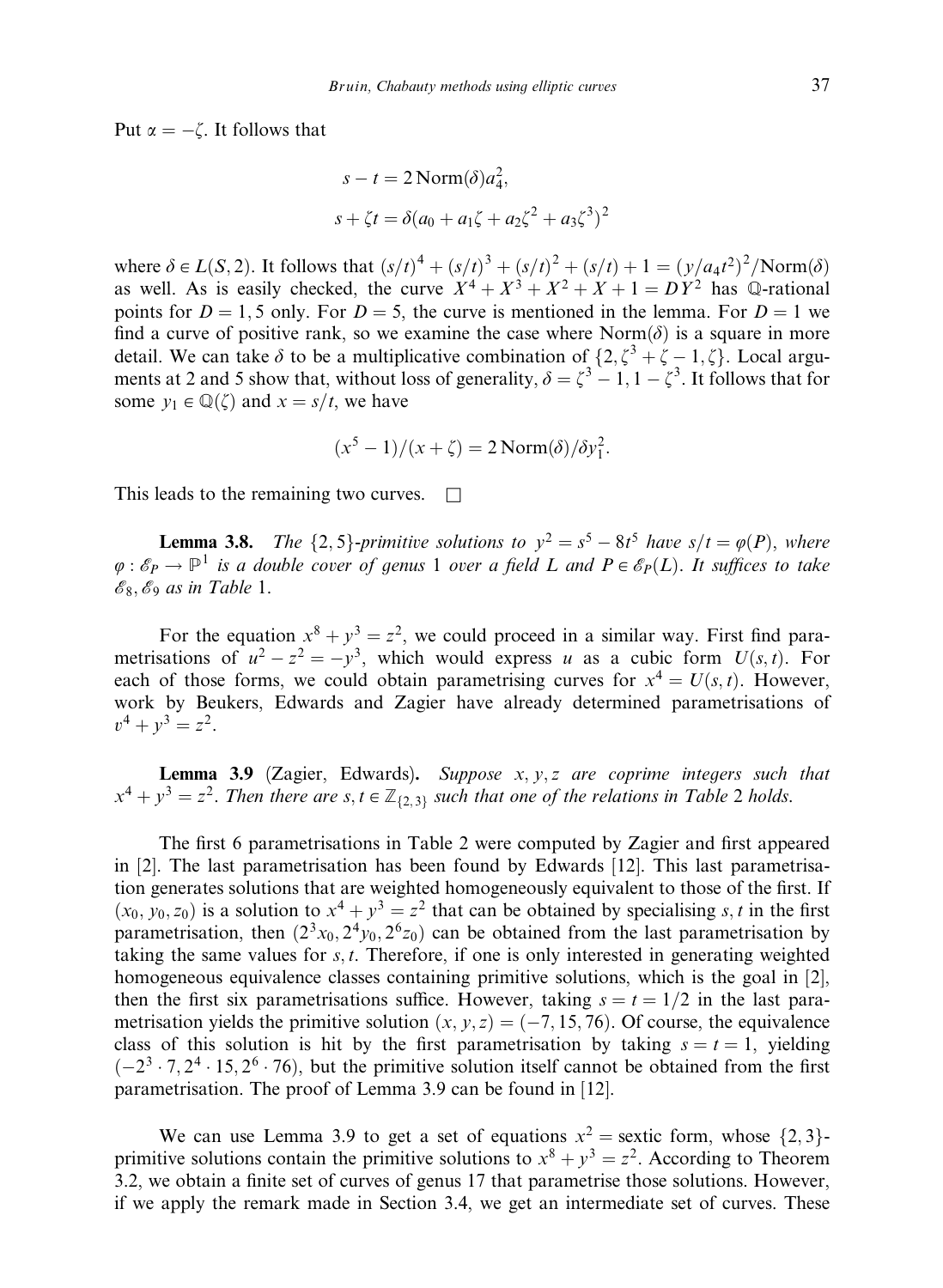Put $\alpha = -\zeta$. It follows that

$$s - t = 2\,\mathrm{Norm}(\delta)a_4^2,$$
$$s + \zeta t = \delta(a_0 + a_1\zeta + a_2\zeta^2 + a_3\zeta^3)^2$$

where $\delta \in L(S,2)$. It follows that $(s/t)^4 + (s/t)^3 + (s/t)^2 + (s/t) + 1 = (y/a_4t^2)^2/\mathrm{Norm}(\delta)$ as well. As is easily checked, the curve $X^4 + X^3 + X^2 + X + 1 = DY^2$ has $\mathbb{Q}$-rational points for $D = 1, 5$ only. For $D = 5$, the curve is mentioned in the lemma. For $D = 1$ we find a curve of positive rank, so we examine the case where $\mathrm{Norm}(\delta)$ is a square in more detail. We can take $\delta$ to be a multiplicative combination of $\{2, \zeta^3 + \zeta - 1, \zeta\}$. Local arguments at 2 and 5 show that, without loss of generality, $\delta = \zeta^3 - 1, 1 - \zeta^3$. It follows that for some $y_1 \in \mathbb{Q}(\zeta)$ and $x = s/t$, we have

$$(x^5 - 1)/(x + \zeta) = 2\,\mathrm{Norm}(\delta)/\delta y_1^2.$$

This leads to the remaining two curves. $\square$

**Lemma 3.8.** *The* $\{2,5\}$*-primitive solutions to* $y^2 = s^5 - 8t^5$ *have* $s/t = \varphi(P)$, *where* $\varphi : \mathscr{E}_P \to \mathbb{P}^1$ *is a double cover of genus 1 over a field* $L$ *and* $P \in \mathscr{E}_P(L)$. *It suffices to take* $\mathscr{E}_8, \mathscr{E}_9$ *as in Table* 1.

For the equation $x^8 + y^3 = z^2$, we could proceed in a similar way. First find parametrisations of $u^2 - z^2 = -y^3$, which would express $u$ as a cubic form $U(s,t)$. For each of those forms, we could obtain parametrising curves for $x^4 = U(s,t)$. However, work by Beukers, Edwards and Zagier have already determined parametrisations of $v^4 + y^3 = z^2$.

**Lemma 3.9** (Zagier, Edwards)**.** *Suppose* $x, y, z$ *are coprime integers such that* $x^4 + y^3 = z^2$. *Then there are* $s, t \in \mathbb{Z}_{\{2,3\}}$ *such that one of the relations in Table* 2 *holds.*

The first 6 parametrisations in Table 2 were computed by Zagier and first appeared in [2]. The last parametrisation has been found by Edwards [12]. This last parametrisation generates solutions that are weighted homogeneously equivalent to those of the first. If $(x_0, y_0, z_0)$ is a solution to $x^4 + y^3 = z^2$ that can be obtained by specialising $s, t$ in the first parametrisation, then $(2^3x_0, 2^4y_0, 2^6z_0)$ can be obtained from the last parametrisation by taking the same values for $s, t$. Therefore, if one is only interested in generating weighted homogeneous equivalence classes containing primitive solutions, which is the goal in [2], then the first six parametrisations suffice. However, taking $s = t = 1/2$ in the last parametrisation yields the primitive solution $(x, y, z) = (-7, 15, 76)$. Of course, the equivalence class of this solution is hit by the first parametrisation by taking $s = t = 1$, yielding $(-2^3 \cdot 7, 2^4 \cdot 15, 2^6 \cdot 76)$, but the primitive solution itself cannot be obtained from the first parametrisation. The proof of Lemma 3.9 can be found in [12].

We can use Lemma 3.9 to get a set of equations $x^2 =$ sextic form, whose $\{2,3\}$-primitive solutions contain the primitive solutions to $x^8 + y^3 = z^2$. According to Theorem 3.2, we obtain a finite set of curves of genus 17 that parametrise those solutions. However, if we apply the remark made in Section 3.4, we get an intermediate set of curves. These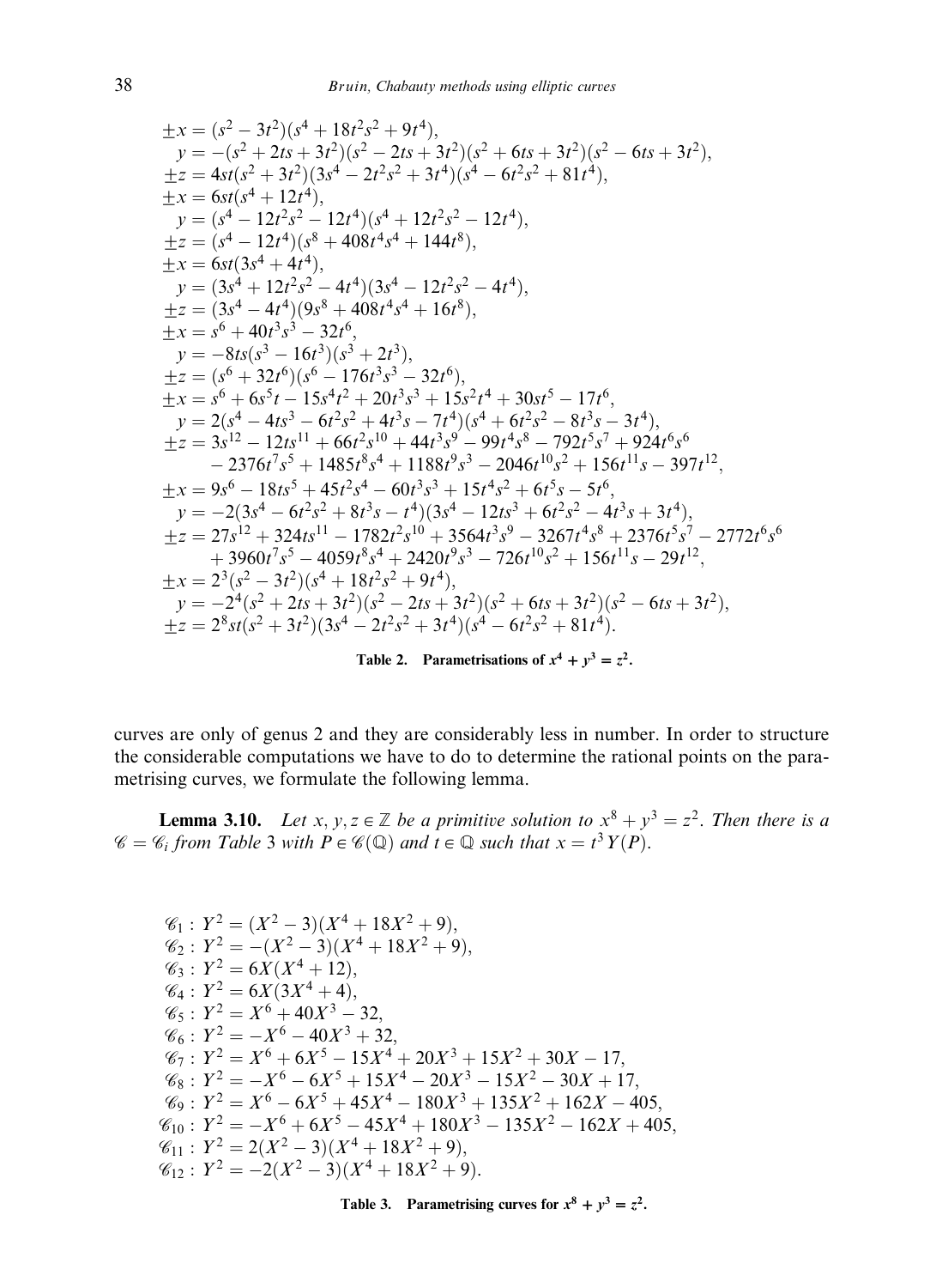$$
\begin{aligned}
\pm x &= (s^2 - 3t^2)(s^4 + 18t^2s^2 + 9t^4),\\
y &= -(s^2 + 2ts + 3t^2)(s^2 - 2ts + 3t^2)(s^2 + 6ts + 3t^2)(s^2 - 6ts + 3t^2),\\
\pm z &= 4st(s^2 + 3t^2)(3s^4 - 2t^2s^2 + 3t^4)(s^4 - 6t^2s^2 + 81t^4),\\
\pm x &= 6st(s^4 + 12t^4),\\
y &= (s^4 - 12t^2s^2 - 12t^4)(s^4 + 12t^2s^2 - 12t^4),\\
\pm z &= (s^4 - 12t^4)(s^8 + 408t^4s^4 + 144t^8),\\
\pm x &= 6st(3s^4 + 4t^4),\\
y &= (3s^4 + 12t^2s^2 - 4t^4)(3s^4 - 12t^2s^2 - 4t^4),\\
\pm z &= (3s^4 - 4t^4)(9s^8 + 408t^4s^4 + 16t^8),\\
\pm x &= s^6 + 40t^3s^3 - 32t^6,\\
y &= -8ts(s^3 - 16t^3)(s^3 + 2t^3),\\
\pm z &= (s^6 + 32t^6)(s^6 - 176t^3s^3 - 32t^6),\\
\pm x &= s^6 + 6s^5t - 15s^4t^2 + 20t^3s^3 + 15s^2t^4 + 30st^5 - 17t^6,\\
y &= 2(s^4 - 4ts^3 - 6t^2s^2 + 4t^3s - 7t^4)(s^4 + 6t^2s^2 - 8t^3s - 3t^4),\\
\pm z &= 3s^{12} - 12ts^{11} + 66t^2s^{10} + 44t^3s^9 - 99t^4s^8 - 792t^5s^7 + 924t^6s^6\\
&\quad - 2376t^7s^5 + 1485t^8s^4 + 1188t^9s^3 - 2046t^{10}s^2 + 156t^{11}s - 397t^{12},\\
\pm x &= 9s^6 - 18ts^5 + 45t^2s^4 - 60t^3s^3 + 15t^4s^2 + 6t^5s - 5t^6,\\
y &= -2(3s^4 - 6t^2s^2 + 8t^3s - t^4)(3s^4 - 12ts^3 + 6t^2s^2 - 4t^3s + 3t^4),\\
\pm z &= 27s^{12} + 324ts^{11} - 1782t^2s^{10} + 3564t^3s^9 - 3267t^4s^8 + 2376t^5s^7 - 2772t^6s^6\\
&\quad + 3960t^7s^5 - 4059t^8s^4 + 2420t^9s^3 - 726t^{10}s^2 + 156t^{11}s - 29t^{12},\\
\pm x &= 2^3(s^2 - 3t^2)(s^4 + 18t^2s^2 + 9t^4),\\
y &= -2^4(s^2 + 2ts + 3t^2)(s^2 - 2ts + 3t^2)(s^2 + 6ts + 3t^2)(s^2 - 6ts + 3t^2),\\
\pm z &= 2^8st(s^2 + 3t^2)(3s^4 - 2t^2s^2 + 3t^4)(s^4 - 6t^2s^2 + 81t^4).
\end{aligned}
$$

**Table 2. Parametrisations of $x^4 + y^3 = z^2$.**

curves are only of genus 2 and they are considerably less in number. In order to structure the considerable computations we have to do to determine the rational points on the parametrising curves, we formulate the following lemma.

**Lemma 3.10.** *Let $x, y, z \in \mathbb{Z}$ be a primitive solution to $x^8 + y^3 = z^2$. Then there is a $\mathscr{C} = \mathscr{C}_i$ from Table 3 with $P \in \mathscr{C}(\mathbb{Q})$ and $t \in \mathbb{Q}$ such that $x = t^3 Y(P)$.*

$$
\begin{aligned}
\mathscr{C}_1 &: Y^2 = (X^2 - 3)(X^4 + 18X^2 + 9),\\
\mathscr{C}_2 &: Y^2 = -(X^2 - 3)(X^4 + 18X^2 + 9),\\
\mathscr{C}_3 &: Y^2 = 6X(X^4 + 12),\\
\mathscr{C}_4 &: Y^2 = 6X(3X^4 + 4),\\
\mathscr{C}_5 &: Y^2 = X^6 + 40X^3 - 32,\\
\mathscr{C}_6 &: Y^2 = -X^6 - 40X^3 + 32,\\
\mathscr{C}_7 &: Y^2 = X^6 + 6X^5 - 15X^4 + 20X^3 + 15X^2 + 30X - 17,\\
\mathscr{C}_8 &: Y^2 = -X^6 - 6X^5 + 15X^4 - 20X^3 - 15X^2 - 30X + 17,\\
\mathscr{C}_9 &: Y^2 = X^6 - 6X^5 + 45X^4 - 180X^3 + 135X^2 + 162X - 405,\\
\mathscr{C}_{10} &: Y^2 = -X^6 + 6X^5 - 45X^4 + 180X^3 - 135X^2 - 162X + 405,\\
\mathscr{C}_{11} &: Y^2 = 2(X^2 - 3)(X^4 + 18X^2 + 9),\\
\mathscr{C}_{12} &: Y^2 = -2(X^2 - 3)(X^4 + 18X^2 + 9).
\end{aligned}
$$

**Table 3. Parametrising curves for $x^8 + y^3 = z^2$.**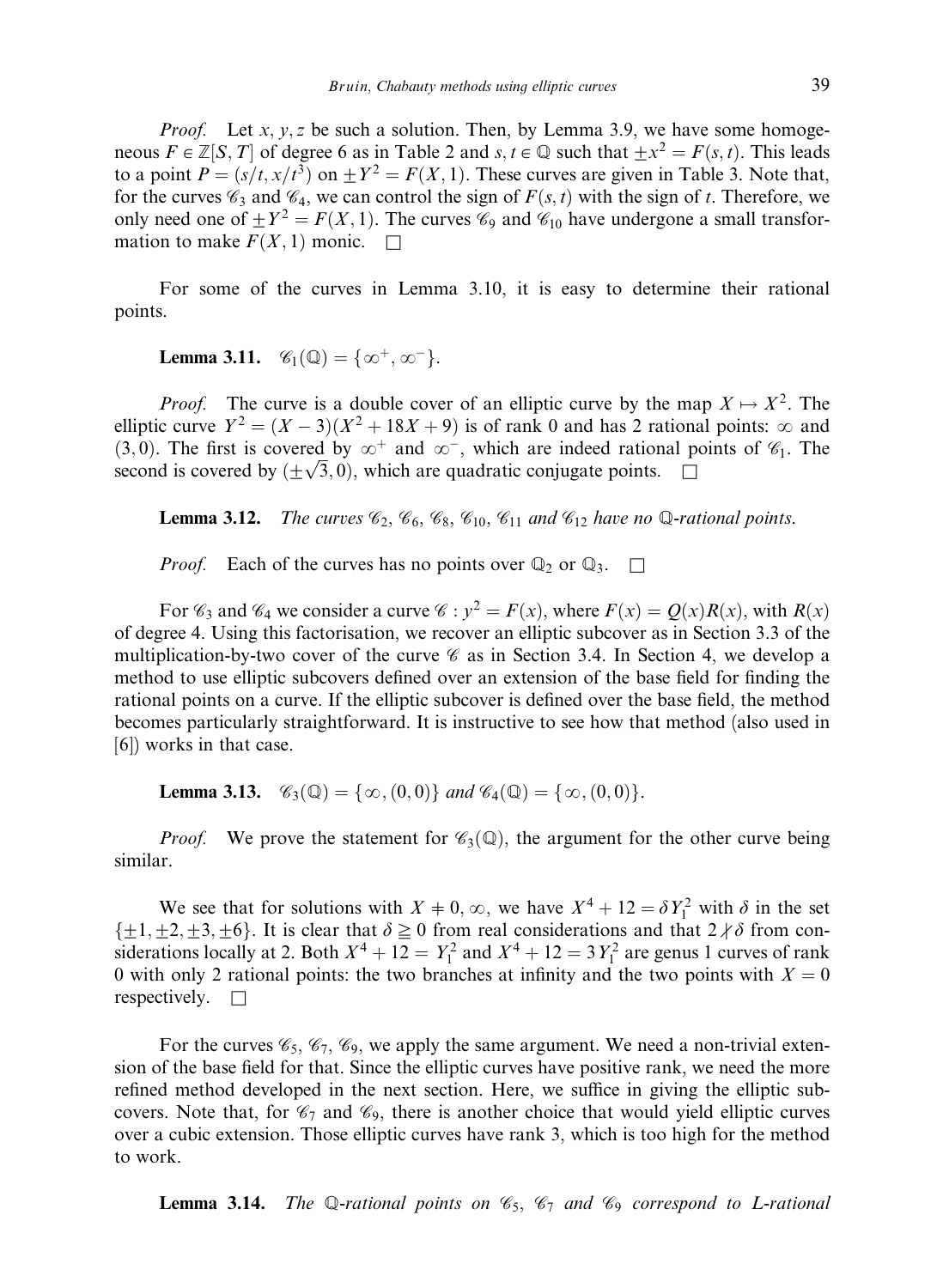*Proof.* Let $x, y, z$ be such a solution. Then, by Lemma 3.9, we have some homogeneous $F \in \mathbb{Z}[S, T]$ of degree 6 as in Table 2 and $s, t \in \mathbb{Q}$ such that $\pm x^2 = F(s, t)$. This leads to a point $P = (s/t, x/t^3)$ on $\pm Y^2 = F(X, 1)$. These curves are given in Table 3. Note that, for the curves $\mathscr{C}_3$ and $\mathscr{C}_4$, we can control the sign of $F(s, t)$ with the sign of $t$. Therefore, we only need one of $\pm Y^2 = F(X, 1)$. The curves $\mathscr{C}_9$ and $\mathscr{C}_{10}$ have undergone a small transformation to make $F(X, 1)$ monic. $\square$

For some of the curves in Lemma 3.10, it is easy to determine their rational points.

**Lemma 3.11.** $\mathscr{C}_1(\mathbb{Q}) = \{\infty^+, \infty^-\}$.

*Proof.* The curve is a double cover of an elliptic curve by the map $X \mapsto X^2$. The elliptic curve $Y^2 = (X - 3)(X^2 + 18X + 9)$ is of rank 0 and has 2 rational points: $\infty$ and $(3, 0)$. The first is covered by $\infty^+$ and $\infty^-$, which are indeed rational points of $\mathscr{C}_1$. The second is covered by $(\pm\sqrt{3}, 0)$, which are quadratic conjugate points. $\square$

**Lemma 3.12.** *The curves $\mathscr{C}_2$, $\mathscr{C}_6$, $\mathscr{C}_8$, $\mathscr{C}_{10}$, $\mathscr{C}_{11}$ and $\mathscr{C}_{12}$ have no $\mathbb{Q}$-rational points.*

*Proof.* Each of the curves has no points over $\mathbb{Q}_2$ or $\mathbb{Q}_3$. $\square$

For $\mathscr{C}_3$ and $\mathscr{C}_4$ we consider a curve $\mathscr{C} : y^2 = F(x)$, where $F(x) = Q(x)R(x)$, with $R(x)$ of degree 4. Using this factorisation, we recover an elliptic subcover as in Section 3.3 of the multiplication-by-two cover of the curve $\mathscr{C}$ as in Section 3.4. In Section 4, we develop a method to use elliptic subcovers defined over an extension of the base field for finding the rational points on a curve. If the elliptic subcover is defined over the base field, the method becomes particularly straightforward. It is instructive to see how that method (also used in [6]) works in that case.

**Lemma 3.13.** $\mathscr{C}_3(\mathbb{Q}) = \{\infty, (0, 0)\}$ *and* $\mathscr{C}_4(\mathbb{Q}) = \{\infty, (0, 0)\}$.

*Proof.* We prove the statement for $\mathscr{C}_3(\mathbb{Q})$, the argument for the other curve being similar.

We see that for solutions with $X \neq 0, \infty$, we have $X^4 + 12 = \delta Y_1^2$ with $\delta$ in the set $\{\pm 1, \pm 2, \pm 3, \pm 6\}$. It is clear that $\delta \geqq 0$ from real considerations and that $2 \nmid \delta$ from considerations locally at 2. Both $X^4 + 12 = Y_1^2$ and $X^4 + 12 = 3Y_1^2$ are genus 1 curves of rank 0 with only 2 rational points: the two branches at infinity and the two points with $X = 0$ respectively. $\square$

For the curves $\mathscr{C}_5$, $\mathscr{C}_7$, $\mathscr{C}_9$, we apply the same argument. We need a non-trivial extension of the base field for that. Since the elliptic curves have positive rank, we need the more refined method developed in the next section. Here, we suffice in giving the elliptic subcovers. Note that, for $\mathscr{C}_7$ and $\mathscr{C}_9$, there is another choice that would yield elliptic curves over a cubic extension. Those elliptic curves have rank 3, which is too high for the method to work.

**Lemma 3.14.** *The $\mathbb{Q}$-rational points on $\mathscr{C}_5$, $\mathscr{C}_7$ and $\mathscr{C}_9$ correspond to $L$-rational*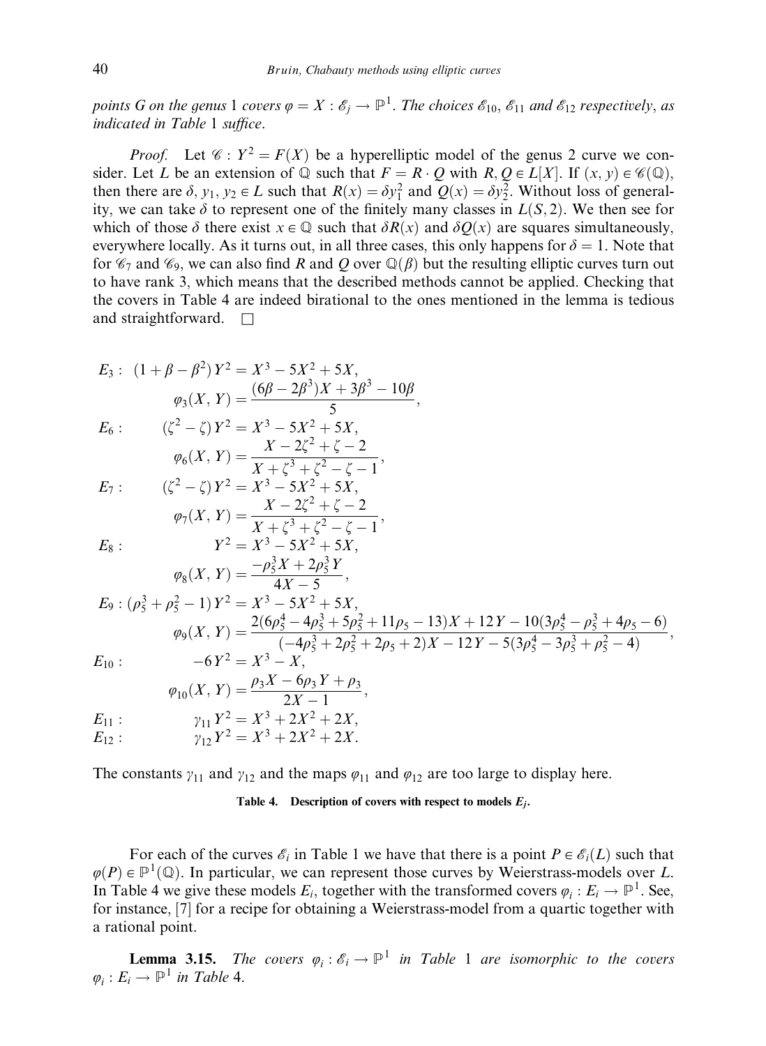*points G on the genus 1 covers $\varphi = X : \mathcal{E}_j \to \mathbb{P}^1$. The choices $\mathcal{E}_{10}$, $\mathcal{E}_{11}$ and $\mathcal{E}_{12}$ respectively, as indicated in Table 1 suffice.*

*Proof.* Let $\mathcal{C} : Y^2 = F(X)$ be a hyperelliptic model of the genus 2 curve we consider. Let $L$ be an extension of $\mathbb{Q}$ such that $F = R \cdot Q$ with $R, Q \in L[X]$. If $(x, y) \in \mathcal{C}(\mathbb{Q})$, then there are $\delta, y_1, y_2 \in L$ such that $R(x) = \delta y_1^2$ and $Q(x) = \delta y_2^2$. Without loss of generality, we can take $\delta$ to represent one of the finitely many classes in $L(S, 2)$. We then see for which of those $\delta$ there exist $x \in \mathbb{Q}$ such that $\delta R(x)$ and $\delta Q(x)$ are squares simultaneously, everywhere locally. As it turns out, in all three cases, this only happens for $\delta = 1$. Note that for $\mathcal{C}_7$ and $\mathcal{C}_9$, we can also find $R$ and $Q$ over $\mathbb{Q}(\beta)$ but the resulting elliptic curves turn out to have rank 3, which means that the described methods cannot be applied. Checking that the covers in Table 4 are indeed birational to the ones mentioned in the lemma is tedious and straightforward. $\square$

$$
\begin{aligned}
E_3 :&\quad (1+\beta-\beta^2)\,Y^2 = X^3 - 5X^2 + 5X,\\
&\quad \varphi_3(X,Y) = \frac{(6\beta - 2\beta^3)X + 3\beta^3 - 10\beta}{5},\\
E_6 :&\quad (\zeta^2 - \zeta)\,Y^2 = X^3 - 5X^2 + 5X,\\
&\quad \varphi_6(X,Y) = \frac{X - 2\zeta^2 + \zeta - 2}{X + \zeta^3 + \zeta^2 - \zeta - 1},\\
E_7 :&\quad (\zeta^2 - \zeta)\,Y^2 = X^3 - 5X^2 + 5X,\\
&\quad \varphi_7(X,Y) = \frac{X - 2\zeta^2 + \zeta - 2}{X + \zeta^3 + \zeta^2 - \zeta - 1},\\
E_8 :&\quad Y^2 = X^3 - 5X^2 + 5X,\\
&\quad \varphi_8(X,Y) = \frac{-\rho_5^3 X + 2\rho_5^3 Y}{4X - 5},\\
E_9 :&\quad (\rho_5^3 + \rho_5^2 - 1)\,Y^2 = X^3 - 5X^2 + 5X,\\
&\quad \varphi_9(X,Y) = \frac{2(6\rho_5^4 - 4\rho_5^3 + 5\rho_5^2 + 11\rho_5 - 13)X + 12Y - 10(3\rho_5^4 - \rho_5^3 + 4\rho_5 - 6)}{(-4\rho_5^3 + 2\rho_5^2 + 2\rho_5 + 2)X - 12Y - 5(3\rho_5^4 - 3\rho_5^3 + \rho_5^2 - 4)},\\
E_{10} :&\quad -6Y^2 = X^3 - X,\\
&\quad \varphi_{10}(X,Y) = \frac{\rho_3 X - 6\rho_3 Y + \rho_3}{2X - 1},\\
E_{11} :&\quad \gamma_{11}\,Y^2 = X^3 + 2X^2 + 2X,\\
E_{12} :&\quad \gamma_{12}\,Y^2 = X^3 + 2X^2 + 2X.
\end{aligned}
$$

The constants $\gamma_{11}$ and $\gamma_{12}$ and the maps $\varphi_{11}$ and $\varphi_{12}$ are too large to display here.

**Table 4. Description of covers with respect to models $E_j$.**

For each of the curves $\mathcal{E}_i$ in Table 1 we have that there is a point $P \in \mathcal{E}_i(L)$ such that $\varphi(P) \in \mathbb{P}^1(\mathbb{Q})$. In particular, we can represent those curves by Weierstrass-models over $L$. In Table 4 we give these models $E_i$, together with the transformed covers $\varphi_i : E_i \to \mathbb{P}^1$. See, for instance, [7] for a recipe for obtaining a Weierstrass-model from a quartic together with a rational point.

**Lemma 3.15.** *The covers $\varphi_i : \mathcal{E}_i \to \mathbb{P}^1$ in Table 1 are isomorphic to the covers $\varphi_i : E_i \to \mathbb{P}^1$ in Table 4.*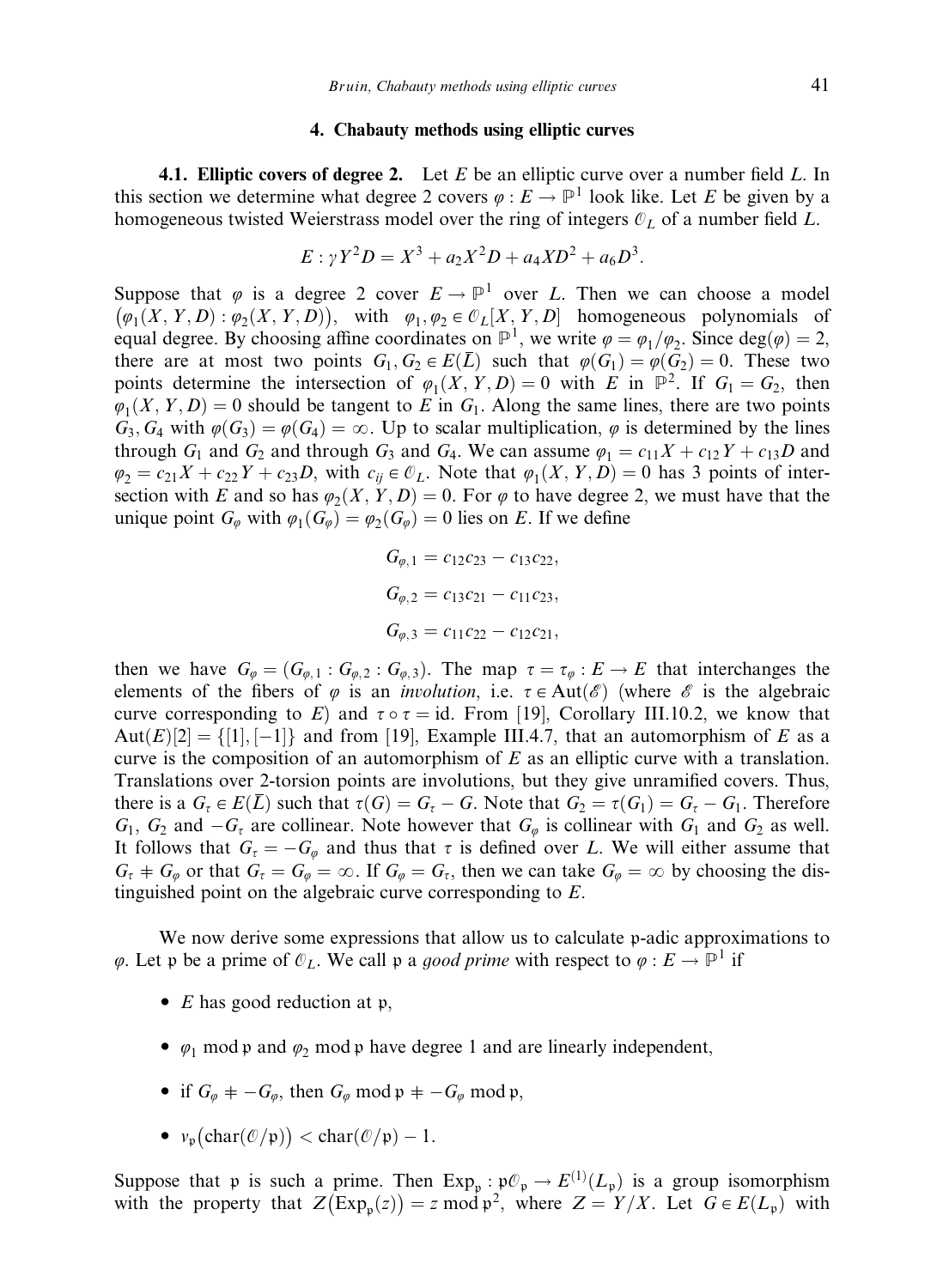## 4. Chabauty methods using elliptic curves

**4.1. Elliptic covers of degree 2.** Let $E$ be an elliptic curve over a number field $L$. In this section we determine what degree 2 covers $\varphi : E \to \mathbb{P}^1$ look like. Let $E$ be given by a homogeneous twisted Weierstrass model over the ring of integers $\mathcal{O}_L$ of a number field $L$.

$$E : \gamma Y^2 D = X^3 + a_2 X^2 D + a_4 X D^2 + a_6 D^3.$$

Suppose that $\varphi$ is a degree 2 cover $E \to \mathbb{P}^1$ over $L$. Then we can choose a model $\bigl(\varphi_1(X, Y, D) : \varphi_2(X, Y, D)\bigr)$, with $\varphi_1, \varphi_2 \in \mathcal{O}_L[X, Y, D]$ homogeneous polynomials of equal degree. By choosing affine coordinates on $\mathbb{P}^1$, we write $\varphi = \varphi_1/\varphi_2$. Since $\deg(\varphi) = 2$, there are at most two points $G_1, G_2 \in E(\bar{L})$ such that $\varphi(G_1) = \varphi(G_2) = 0$. These two points determine the intersection of $\varphi_1(X, Y, D) = 0$ with $E$ in $\mathbb{P}^2$. If $G_1 = G_2$, then $\varphi_1(X, Y, D) = 0$ should be tangent to $E$ in $G_1$. Along the same lines, there are two points $G_3, G_4$ with $\varphi(G_3) = \varphi(G_4) = \infty$. Up to scalar multiplication, $\varphi$ is determined by the lines through $G_1$ and $G_2$ and through $G_3$ and $G_4$. We can assume $\varphi_1 = c_{11}X + c_{12}Y + c_{13}D$ and $\varphi_2 = c_{21}X + c_{22}Y + c_{23}D$, with $c_{ij} \in \mathcal{O}_L$. Note that $\varphi_1(X, Y, D) = 0$ has 3 points of intersection with $E$ and so has $\varphi_2(X, Y, D) = 0$. For $\varphi$ to have degree 2, we must have that the unique point $G_\varphi$ with $\varphi_1(G_\varphi) = \varphi_2(G_\varphi) = 0$ lies on $E$. If we define

$$G_{\varphi,1} = c_{12}c_{23} - c_{13}c_{22},$$

$$G_{\varphi,2} = c_{13}c_{21} - c_{11}c_{23},$$

$$G_{\varphi,3} = c_{11}c_{22} - c_{12}c_{21},$$

then we have $G_\varphi = (G_{\varphi,1} : G_{\varphi,2} : G_{\varphi,3})$. The map $\tau = \tau_\varphi : E \to E$ that interchanges the elements of the fibers of $\varphi$ is an *involution*, i.e. $\tau \in \mathrm{Aut}(\mathscr{E})$ (where $\mathscr{E}$ is the algebraic curve corresponding to $E$) and $\tau \circ \tau = \mathrm{id}$. From [19], Corollary III.10.2, we know that $\mathrm{Aut}(E)[2] = \{[1], [-1]\}$ and from [19], Example III.4.7, that an automorphism of $E$ as a curve is the composition of an automorphism of $E$ as an elliptic curve with a translation. Translations over 2-torsion points are involutions, but they give unramified covers. Thus, there is a $G_\tau \in E(\bar{L})$ such that $\tau(G) = G_\tau - G$. Note that $G_2 = \tau(G_1) = G_\tau - G_1$. Therefore $G_1$, $G_2$ and $-G_\tau$ are collinear. Note however that $G_\varphi$ is collinear with $G_1$ and $G_2$ as well. It follows that $G_\tau = -G_\varphi$ and thus that $\tau$ is defined over $L$. We will either assume that $G_\tau \neq G_\varphi$ or that $G_\tau = G_\varphi = \infty$. If $G_\varphi = G_\tau$, then we can take $G_\varphi = \infty$ by choosing the distinguished point on the algebraic curve corresponding to $E$.

We now derive some expressions that allow us to calculate $\mathfrak{p}$-adic approximations to $\varphi$. Let $\mathfrak{p}$ be a prime of $\mathcal{O}_L$. We call $\mathfrak{p}$ a *good prime* with respect to $\varphi : E \to \mathbb{P}^1$ if

- $E$ has good reduction at $\mathfrak{p}$,
- $\varphi_1 \bmod \mathfrak{p}$ and $\varphi_2 \bmod \mathfrak{p}$ have degree 1 and are linearly independent,
- if $G_\varphi \neq -G_\varphi$, then $G_\varphi \bmod \mathfrak{p} \neq -G_\varphi \bmod \mathfrak{p}$,
- $v_\mathfrak{p}\bigl(\mathrm{char}(\mathcal{O}/\mathfrak{p})\bigr) < \mathrm{char}(\mathcal{O}/\mathfrak{p}) - 1$.

Suppose that $\mathfrak{p}$ is such a prime. Then $\mathrm{Exp}_\mathfrak{p} : \mathfrak{p}\mathcal{O}_\mathfrak{p} \to E^{(1)}(L_\mathfrak{p})$ is a group isomorphism with the property that $Z\bigl(\mathrm{Exp}_\mathfrak{p}(z)\bigr) = z \bmod \mathfrak{p}^2$, where $Z = Y/X$. Let $G \in E(L_\mathfrak{p})$ with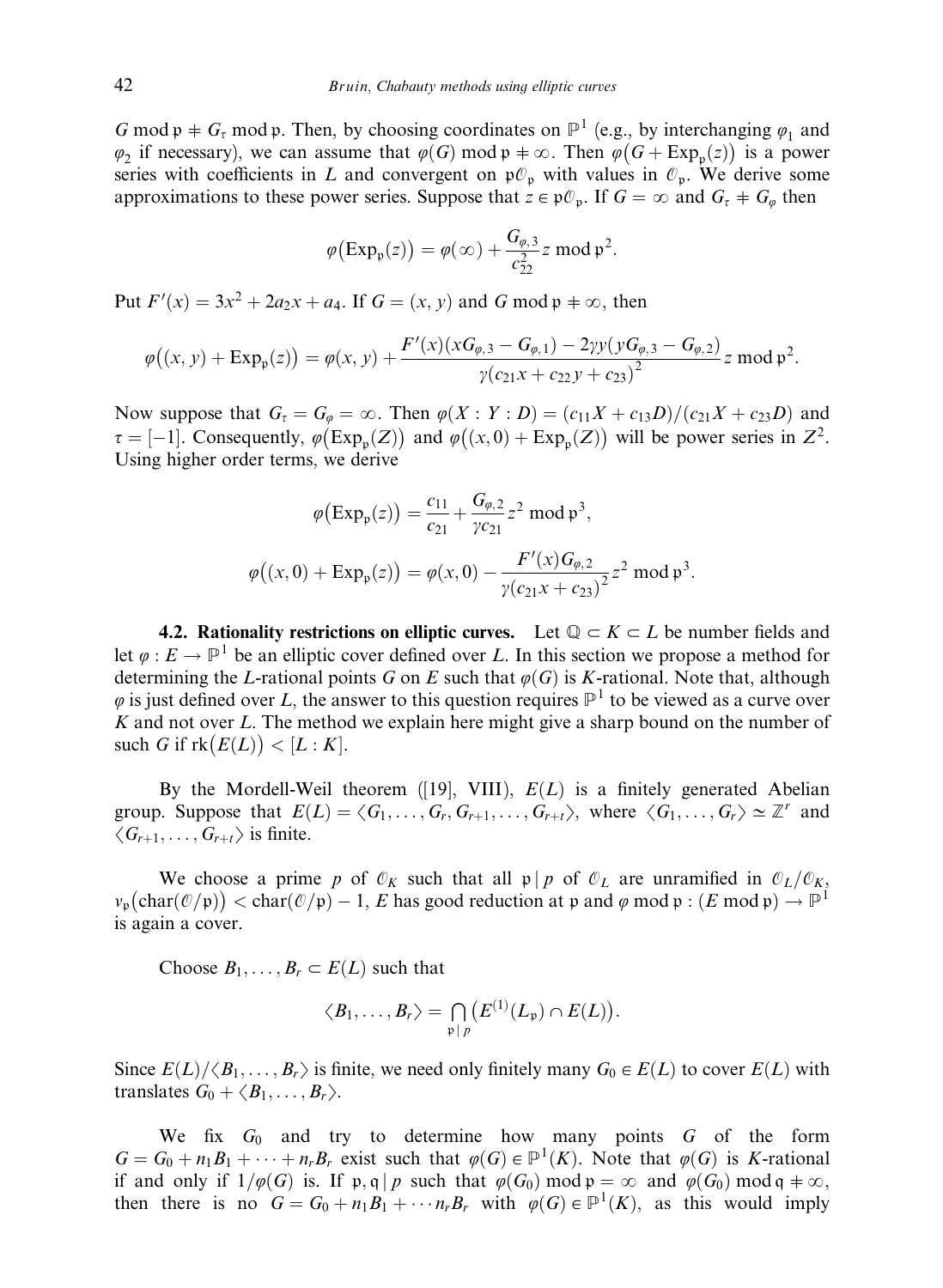$G \bmod \mathfrak{p} \neq G_\tau \bmod \mathfrak{p}$. Then, by choosing coordinates on $\mathbb{P}^1$ (e.g., by interchanging $\varphi_1$ and $\varphi_2$ if necessary), we can assume that $\varphi(G) \bmod \mathfrak{p} \neq \infty$. Then $\varphi\big(G + \mathrm{Exp}_\mathfrak{p}(z)\big)$ is a power series with coefficients in $L$ and convergent on $\mathfrak{p}\mathcal{O}_\mathfrak{p}$ with values in $\mathcal{O}_\mathfrak{p}$. We derive some approximations to these power series. Suppose that $z \in \mathfrak{p}\mathcal{O}_\mathfrak{p}$. If $G = \infty$ and $G_\tau \neq G_\varphi$ then

$$\varphi\big(\mathrm{Exp}_\mathfrak{p}(z)\big) = \varphi(\infty) + \frac{G_{\varphi,3}}{c_{22}^2} z \bmod \mathfrak{p}^2.$$

Put $F'(x) = 3x^2 + 2a_2 x + a_4$. If $G = (x, y)$ and $G \bmod \mathfrak{p} \neq \infty$, then

$$\varphi\big((x, y) + \mathrm{Exp}_\mathfrak{p}(z)\big) = \varphi(x, y) + \frac{F'(x)(xG_{\varphi,3} - G_{\varphi,1}) - 2\gamma y(yG_{\varphi,3} - G_{\varphi,2})}{\gamma(c_{21}x + c_{22}y + c_{23})^2} z \bmod \mathfrak{p}^2.$$

Now suppose that $G_\tau = G_\varphi = \infty$. Then $\varphi(X : Y : D) = (c_{11}X + c_{13}D)/(c_{21}X + c_{23}D)$ and $\tau = [-1]$. Consequently, $\varphi\big(\mathrm{Exp}_\mathfrak{p}(Z)\big)$ and $\varphi\big((x, 0) + \mathrm{Exp}_\mathfrak{p}(Z)\big)$ will be power series in $Z^2$. Using higher order terms, we derive

$$\varphi\big(\mathrm{Exp}_\mathfrak{p}(z)\big) = \frac{c_{11}}{c_{21}} + \frac{G_{\varphi,2}}{\gamma c_{21}} z^2 \bmod \mathfrak{p}^3,$$

$$\varphi\big((x, 0) + \mathrm{Exp}_\mathfrak{p}(z)\big) = \varphi(x, 0) - \frac{F'(x)G_{\varphi,2}}{\gamma(c_{21}x + c_{23})^2} z^2 \bmod \mathfrak{p}^3.$$

**4.2. Rationality restrictions on elliptic curves.** Let $\mathbb{Q} \subset K \subset L$ be number fields and let $\varphi : E \to \mathbb{P}^1$ be an elliptic cover defined over $L$. In this section we propose a method for determining the $L$-rational points $G$ on $E$ such that $\varphi(G)$ is $K$-rational. Note that, although $\varphi$ is just defined over $L$, the answer to this question requires $\mathbb{P}^1$ to be viewed as a curve over $K$ and not over $L$. The method we explain here might give a sharp bound on the number of such $G$ if $\mathrm{rk}\big(E(L)\big) < [L : K]$.

By the Mordell-Weil theorem ([19], VIII), $E(L)$ is a finitely generated Abelian group. Suppose that $E(L) = \langle G_1, \ldots, G_r, G_{r+1}, \ldots, G_{r+t} \rangle$, where $\langle G_1, \ldots, G_r \rangle \simeq \mathbb{Z}^r$ and $\langle G_{r+1}, \ldots, G_{r+t} \rangle$ is finite.

We choose a prime $p$ of $\mathcal{O}_K$ such that all $\mathfrak{p} \mid p$ of $\mathcal{O}_L$ are unramified in $\mathcal{O}_L/\mathcal{O}_K$, $v_\mathfrak{p}\big(\mathrm{char}(\mathcal{O}/\mathfrak{p})\big) < \mathrm{char}(\mathcal{O}/\mathfrak{p}) - 1$, $E$ has good reduction at $\mathfrak{p}$ and $\varphi \bmod \mathfrak{p} : (E \bmod \mathfrak{p}) \to \mathbb{P}^1$ is again a cover.

Choose $B_1, \ldots, B_r \subset E(L)$ such that

$$\langle B_1, \ldots, B_r \rangle = \bigcap_{\mathfrak{p} \mid p} \big(E^{(1)}(L_\mathfrak{p}) \cap E(L)\big).$$

Since $E(L)/\langle B_1, \ldots, B_r \rangle$ is finite, we need only finitely many $G_0 \in E(L)$ to cover $E(L)$ with translates $G_0 + \langle B_1, \ldots, B_r \rangle$.

We fix $G_0$ and try to determine how many points $G$ of the form $G = G_0 + n_1 B_1 + \cdots + n_r B_r$ exist such that $\varphi(G) \in \mathbb{P}^1(K)$. Note that $\varphi(G)$ is $K$-rational if and only if $1/\varphi(G)$ is. If $\mathfrak{p}, \mathfrak{q} \mid p$ such that $\varphi(G_0) \bmod \mathfrak{p} = \infty$ and $\varphi(G_0) \bmod \mathfrak{q} \neq \infty$, then there is no $G = G_0 + n_1 B_1 + \cdots n_r B_r$ with $\varphi(G) \in \mathbb{P}^1(K)$, as this would imply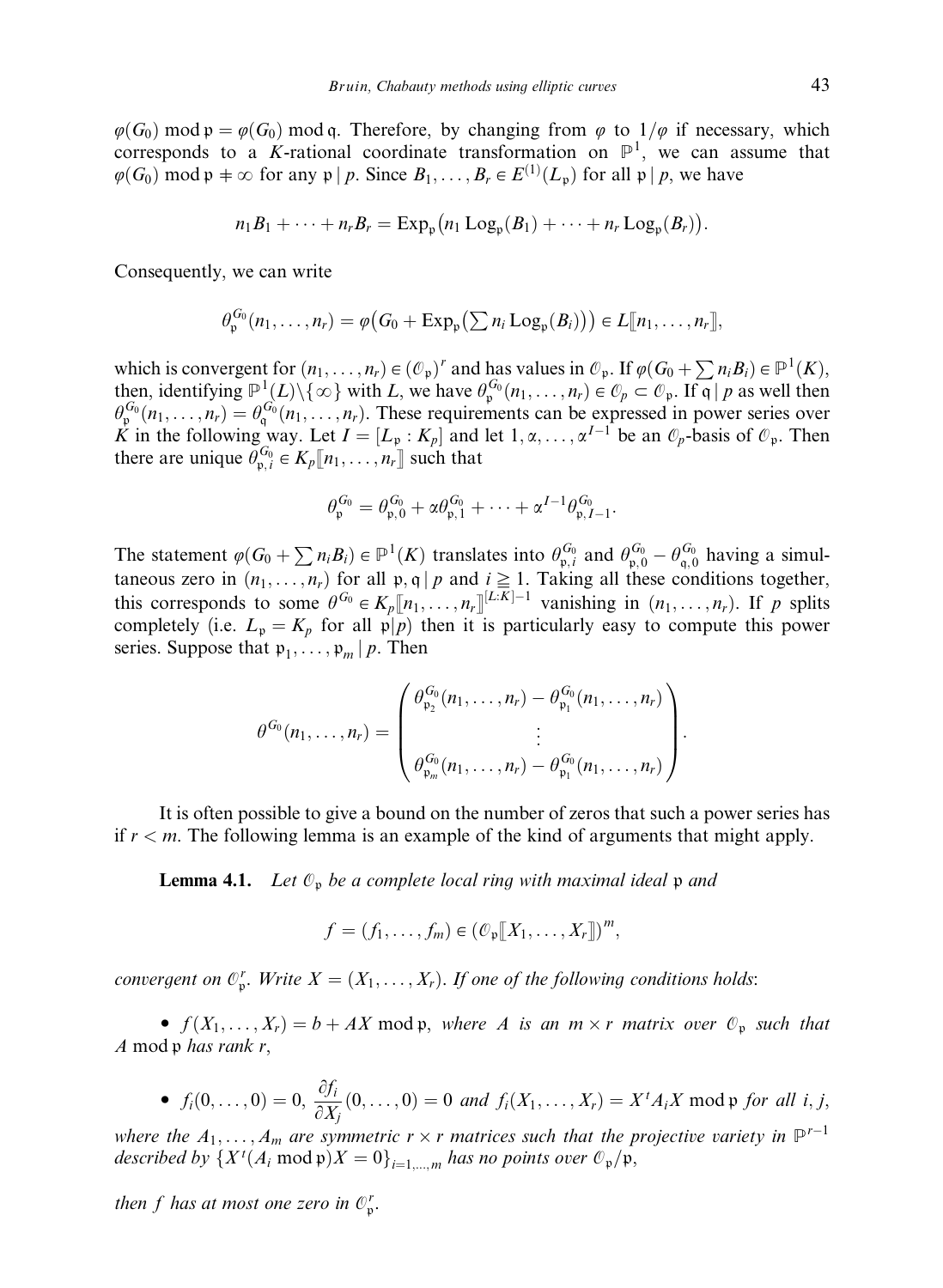$\varphi(G_0) \bmod \mathfrak{p} = \varphi(G_0) \bmod \mathfrak{q}$. Therefore, by changing from $\varphi$ to $1/\varphi$ if necessary, which corresponds to a $K$-rational coordinate transformation on $\mathbb{P}^1$, we can assume that $\varphi(G_0) \bmod \mathfrak{p} \neq \infty$ for any $\mathfrak{p} \mid p$. Since $B_1, \ldots, B_r \in E^{(1)}(L_{\mathfrak{p}})$ for all $\mathfrak{p} \mid p$, we have

$$n_1 B_1 + \cdots + n_r B_r = \operatorname{Exp}_{\mathfrak{p}}\big(n_1 \operatorname{Log}_{\mathfrak{p}}(B_1) + \cdots + n_r \operatorname{Log}_{\mathfrak{p}}(B_r)\big).$$

Consequently, we can write

$$\theta_{\mathfrak{p}}^{G_0}(n_1, \ldots, n_r) = \varphi\big(G_0 + \operatorname{Exp}_{\mathfrak{p}}\big(\textstyle\sum n_i \operatorname{Log}_{\mathfrak{p}}(B_i)\big)\big) \in L[\![n_1, \ldots, n_r]\!],$$

which is convergent for $(n_1, \ldots, n_r) \in (\mathcal{O}_{\mathfrak{p}})^r$ and has values in $\mathcal{O}_{\mathfrak{p}}$. If $\varphi(G_0 + \sum n_i B_i) \in \mathbb{P}^1(K)$, then, identifying $\mathbb{P}^1(L) \backslash \{\infty\}$ with $L$, we have $\theta_{\mathfrak{p}}^{G_0}(n_1, \ldots, n_r) \in \mathcal{O}_p \subset \mathcal{O}_{\mathfrak{p}}$. If $\mathfrak{q} \mid p$ as well then $\theta_{\mathfrak{p}}^{G_0}(n_1, \ldots, n_r) = \theta_{\mathfrak{q}}^{G_0}(n_1, \ldots, n_r)$. These requirements can be expressed in power series over $K$ in the following way. Let $I = [L_{\mathfrak{p}} : K_p]$ and let $1, \alpha, \ldots, \alpha^{I-1}$ be an $\mathcal{O}_p$-basis of $\mathcal{O}_{\mathfrak{p}}$. Then there are unique $\theta_{\mathfrak{p},i}^{G_0} \in K_p[\![n_1, \ldots, n_r]\!]$ such that

$$\theta_{\mathfrak{p}}^{G_0} = \theta_{\mathfrak{p},0}^{G_0} + \alpha\theta_{\mathfrak{p},1}^{G_0} + \cdots + \alpha^{I-1}\theta_{\mathfrak{p},I-1}^{G_0}.$$

The statement $\varphi(G_0 + \sum n_i B_i) \in \mathbb{P}^1(K)$ translates into $\theta_{\mathfrak{p},i}^{G_0}$ and $\theta_{\mathfrak{p},0}^{G_0} - \theta_{\mathfrak{q},0}^{G_0}$ having a simultaneous zero in $(n_1, \ldots, n_r)$ for all $\mathfrak{p}, \mathfrak{q} \mid p$ and $i \geqq 1$. Taking all these conditions together, this corresponds to some $\theta^{G_0} \in K_p[\![n_1, \ldots, n_r]\!]^{[L:K]-1}$ vanishing in $(n_1, \ldots, n_r)$. If $p$ splits completely (i.e. $L_{\mathfrak{p}} = K_p$ for all $\mathfrak{p} | p$) then it is particularly easy to compute this power series. Suppose that $\mathfrak{p}_1, \ldots, \mathfrak{p}_m \mid p$. Then

$$\theta^{G_0}(n_1, \ldots, n_r) = \begin{pmatrix} \theta_{\mathfrak{p}_2}^{G_0}(n_1, \ldots, n_r) - \theta_{\mathfrak{p}_1}^{G_0}(n_1, \ldots, n_r) \\ \vdots \\ \theta_{\mathfrak{p}_m}^{G_0}(n_1, \ldots, n_r) - \theta_{\mathfrak{p}_1}^{G_0}(n_1, \ldots, n_r) \end{pmatrix}.$$

It is often possible to give a bound on the number of zeros that such a power series has if $r < m$. The following lemma is an example of the kind of arguments that might apply.

**Lemma 4.1.** *Let $\mathcal{O}_{\mathfrak{p}}$ be a complete local ring with maximal ideal $\mathfrak{p}$ and*

$$f = (f_1, \ldots, f_m) \in (\mathcal{O}_{\mathfrak{p}}[\![X_1, \ldots, X_r]\!])^m,$$

*convergent on $\mathcal{O}_{\mathfrak{p}}^r$. Write $X = (X_1, \ldots, X_r)$. If one of the following conditions holds:*

- *$f(X_1, \ldots, X_r) = b + AX \bmod \mathfrak{p}$, where $A$ is an $m \times r$ matrix over $\mathcal{O}_{\mathfrak{p}}$ such that $A \bmod \mathfrak{p}$ has rank $r$,*

- *$f_i(0, \ldots, 0) = 0$, $\dfrac{\partial f_i}{\partial X_j}(0, \ldots, 0) = 0$ and $f_i(X_1, \ldots, X_r) = X^t A_i X \bmod \mathfrak{p}$ for all $i, j$, where the $A_1, \ldots, A_m$ are symmetric $r \times r$ matrices such that the projective variety in $\mathbb{P}^{r-1}$ described by $\{X^t(A_i \bmod \mathfrak{p})X = 0\}_{i=1,\ldots,m}$ has no points over $\mathcal{O}_{\mathfrak{p}}/\mathfrak{p}$,*

*then $f$ has at most one zero in $\mathcal{O}_{\mathfrak{p}}^r$.*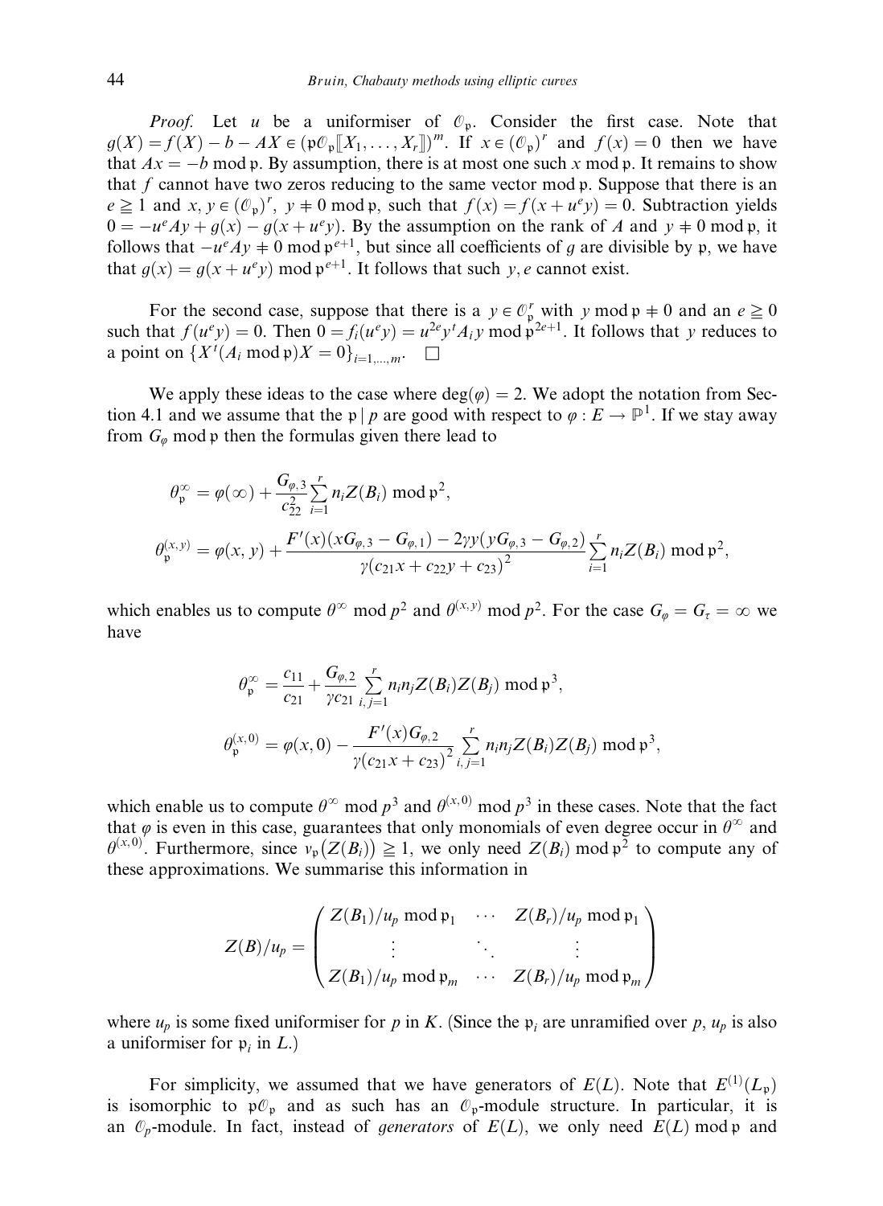*Proof.* Let $u$ be a uniformiser of $\mathcal{O}_\mathfrak{p}$. Consider the first case. Note that $g(X) = f(X) - b - AX \in (\mathfrak{p}\mathcal{O}_\mathfrak{p}[\![X_1, \ldots, X_r]\!])^m$. If $x \in (\mathcal{O}_\mathfrak{p})^r$ and $f(x) = 0$ then we have that $Ax = -b \bmod \mathfrak{p}$. By assumption, there is at most one such $x \bmod \mathfrak{p}$. It remains to show that $f$ cannot have two zeros reducing to the same vector $\bmod\ \mathfrak{p}$. Suppose that there is an $e \geqq 1$ and $x, y \in (\mathcal{O}_\mathfrak{p})^r$, $y \not\equiv 0 \bmod \mathfrak{p}$, such that $f(x) = f(x + u^e y) = 0$. Subtraction yields $0 = -u^e Ay + g(x) - g(x + u^e y)$. By the assumption on the rank of $A$ and $y \not\equiv 0 \bmod \mathfrak{p}$, it follows that $-u^e Ay \not\equiv 0 \bmod \mathfrak{p}^{e+1}$, but since all coefficients of $g$ are divisible by $\mathfrak{p}$, we have that $g(x) = g(x + u^e y) \bmod \mathfrak{p}^{e+1}$. It follows that such $y, e$ cannot exist.

For the second case, suppose that there is a $y \in \mathcal{O}_\mathfrak{p}^r$ with $y \bmod \mathfrak{p} \not\equiv 0$ and an $e \geqq 0$ such that $f(u^e y) = 0$. Then $0 = f_i(u^e y) = u^{2e} y^t A_i y \bmod \mathfrak{p}^{2e+1}$. It follows that $y$ reduces to a point on $\{X^t (A_i \bmod \mathfrak{p}) X = 0\}_{i=1,\ldots,m}$. $\square$

We apply these ideas to the case where $\deg(\varphi) = 2$. We adopt the notation from Section 4.1 and we assume that the $\mathfrak{p} \mid p$ are good with respect to $\varphi : E \to \mathbb{P}^1$. If we stay away from $G_\varphi \bmod \mathfrak{p}$ then the formulas given there lead to

$$\theta_\mathfrak{p}^\infty = \varphi(\infty) + \frac{G_{\varphi,3}}{c_{22}^2} \sum_{i=1}^r n_i Z(B_i) \bmod \mathfrak{p}^2,$$

$$\theta_\mathfrak{p}^{(x,y)} = \varphi(x, y) + \frac{F'(x)(xG_{\varphi,3} - G_{\varphi,1}) - 2\gamma y(yG_{\varphi,3} - G_{\varphi,2})}{\gamma(c_{21}x + c_{22}y + c_{23})^2} \sum_{i=1}^r n_i Z(B_i) \bmod \mathfrak{p}^2,$$

which enables us to compute $\theta^\infty \bmod p^2$ and $\theta^{(x,y)} \bmod p^2$. For the case $G_\varphi = G_\tau = \infty$ we have

$$\theta_\mathfrak{p}^\infty = \frac{c_{11}}{c_{21}} + \frac{G_{\varphi,2}}{\gamma c_{21}} \sum_{i,j=1}^r n_i n_j Z(B_i) Z(B_j) \bmod \mathfrak{p}^3,$$

$$\theta_\mathfrak{p}^{(x,0)} = \varphi(x, 0) - \frac{F'(x) G_{\varphi,2}}{\gamma(c_{21}x + c_{23})^2} \sum_{i,j=1}^r n_i n_j Z(B_i) Z(B_j) \bmod \mathfrak{p}^3,$$

which enable us to compute $\theta^\infty \bmod p^3$ and $\theta^{(x,0)} \bmod p^3$ in these cases. Note that the fact that $\varphi$ is even in this case, guarantees that only monomials of even degree occur in $\theta^\infty$ and $\theta^{(x,0)}$. Furthermore, since $v_\mathfrak{p}(Z(B_i)) \geqq 1$, we only need $Z(B_i) \bmod \mathfrak{p}^2$ to compute any of these approximations. We summarise this information in

$$Z(B)/u_p = \begin{pmatrix} Z(B_1)/u_p \bmod \mathfrak{p}_1 & \cdots & Z(B_r)/u_p \bmod \mathfrak{p}_1 \\ \vdots & \ddots & \vdots \\ Z(B_1)/u_p \bmod \mathfrak{p}_m & \cdots & Z(B_r)/u_p \bmod \mathfrak{p}_m \end{pmatrix}$$

where $u_p$ is some fixed uniformiser for $p$ in $K$. (Since the $\mathfrak{p}_i$ are unramified over $p$, $u_p$ is also a uniformiser for $\mathfrak{p}_i$ in $L$.)

For simplicity, we assumed that we have generators of $E(L)$. Note that $E^{(1)}(L_\mathfrak{p})$ is isomorphic to $\mathfrak{p}\mathcal{O}_\mathfrak{p}$ and as such has an $\mathcal{O}_\mathfrak{p}$-module structure. In particular, it is an $\mathcal{O}_p$-module. In fact, instead of *generators* of $E(L)$, we only need $E(L) \bmod \mathfrak{p}$ and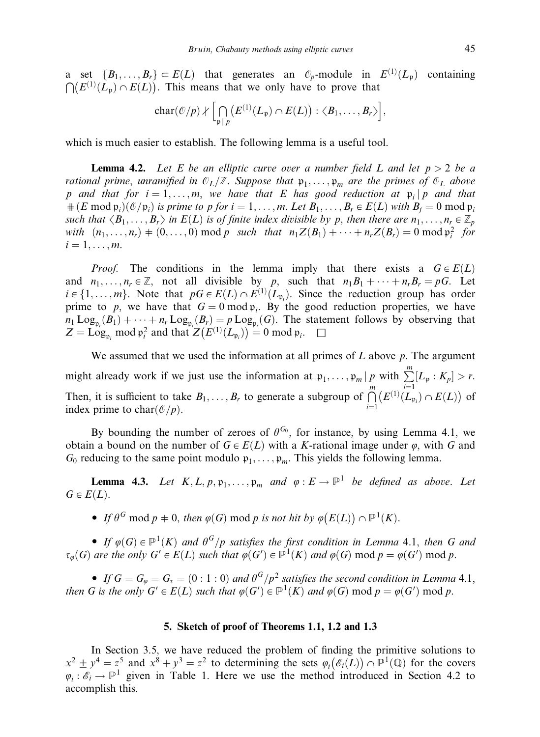a set $\{B_1, \ldots, B_r\} \subset E(L)$ that generates an $\mathcal{O}_p$-module in $E^{(1)}(L_\mathfrak{p})$ containing $\bigcap \big(E^{(1)}(L_\mathfrak{p}) \cap E(L)\big)$. This means that we only have to prove that

$$\operatorname{char}(\mathcal{O}/p) \nmid \Big[\bigcap_{\mathfrak{p} \mid p} \big(E^{(1)}(L_\mathfrak{p}) \cap E(L)\big) : \langle B_1, \ldots, B_r \rangle\Big],$$

which is much easier to establish. The following lemma is a useful tool.

**Lemma 4.2.** *Let $E$ be an elliptic curve over a number field $L$ and let $p > 2$ be a rational prime, unramified in $\mathcal{O}_L/\mathbb{Z}$. Suppose that $\mathfrak{p}_1, \ldots, \mathfrak{p}_m$ are the primes of $\mathcal{O}_L$ above $p$ and that for $i = 1, \ldots, m$, we have that $E$ has good reduction at $\mathfrak{p}_i \mid p$ and that $\#(E \bmod \mathfrak{p}_i)(\mathcal{O}/\mathfrak{p}_i)$ is prime to $p$ for $i = 1, \ldots, m$. Let $B_1, \ldots, B_r \in E(L)$ with $B_j = 0 \bmod \mathfrak{p}_i$ such that $\langle B_1, \ldots, B_r \rangle$ in $E(L)$ is of finite index divisible by $p$, then there are $n_1, \ldots, n_r \in \mathbb{Z}_p$ with $(n_1, \ldots, n_r) \neq (0, \ldots, 0) \bmod p$ such that $n_1 Z(B_1) + \cdots + n_r Z(B_r) = 0 \bmod \mathfrak{p}_i^2$ for $i = 1, \ldots, m$.*

*Proof.* The conditions in the lemma imply that there exists a $G \in E(L)$ and $n_1, \ldots, n_r \in \mathbb{Z}$, not all divisible by $p$, such that $n_1 B_1 + \cdots + n_r B_r = pG$. Let $i \in \{1, \ldots, m\}$. Note that $pG \in E(L) \cap E^{(1)}(L_{\mathfrak{p}_i})$. Since the reduction group has order prime to $p$, we have that $G = 0 \bmod \mathfrak{p}_i$. By the good reduction properties, we have $n_1 \operatorname{Log}_{\mathfrak{p}_i}(B_1) + \cdots + n_r \operatorname{Log}_{\mathfrak{p}_i}(B_r) = p \operatorname{Log}_{\mathfrak{p}_i}(G)$. The statement follows by observing that $Z = \operatorname{Log}_{\mathfrak{p}_i} \bmod \mathfrak{p}_i^2$ and that $Z\big(E^{(1)}(L_{\mathfrak{p}_i})\big) = 0 \bmod \mathfrak{p}_i$. $\square$

We assumed that we used the information at all primes of $L$ above $p$. The argument might already work if we just use the information at $\mathfrak{p}_1, \ldots, \mathfrak{p}_m \mid p$ with $\sum_{i=1}^{m} [L_\mathfrak{p} : K_p] > r$. Then, it is sufficient to take $B_1, \ldots, B_r$ to generate a subgroup of $\bigcap_{i=1}^{m} \big(E^{(1)}(L_{\mathfrak{p}_i}) \cap E(L)\big)$ of index prime to $\operatorname{char}(\mathcal{O}/p)$.

By bounding the number of zeroes of $\theta^{G_0}$, for instance, by using Lemma 4.1, we obtain a bound on the number of $G \in E(L)$ with a $K$-rational image under $\varphi$, with $G$ and $G_0$ reducing to the same point modulo $\mathfrak{p}_1, \ldots, \mathfrak{p}_m$. This yields the following lemma.

**Lemma 4.3.** *Let $K, L, p, \mathfrak{p}_1, \ldots, \mathfrak{p}_m$ and $\varphi : E \to \mathbb{P}^1$ be defined as above. Let $G \in E(L)$.*

- *If $\theta^G \bmod p \neq 0$, then $\varphi(G) \bmod p$ is not hit by $\varphi\big(E(L)\big) \cap \mathbb{P}^1(K)$.*

- *If $\varphi(G) \in \mathbb{P}^1(K)$ and $\theta^G/p$ satisfies the first condition in Lemma 4.1, then $G$ and $\tau_\varphi(G)$ are the only $G' \in E(L)$ such that $\varphi(G') \in \mathbb{P}^1(K)$ and $\varphi(G) \bmod p = \varphi(G') \bmod p$.*

- *If $G = G_\varphi = G_\tau = (0 : 1 : 0)$ and $\theta^G/p^2$ satisfies the second condition in Lemma 4.1, then $G$ is the only $G' \in E(L)$ such that $\varphi(G') \in \mathbb{P}^1(K)$ and $\varphi(G) \bmod p = \varphi(G') \bmod p$.*

## 5. Sketch of proof of Theorems 1.1, 1.2 and 1.3

In Section 3.5, we have reduced the problem of finding the primitive solutions to $x^2 \pm y^4 = z^5$ and $x^8 + y^3 = z^2$ to determining the sets $\varphi_i\big(\mathcal{E}_i(L)\big) \cap \mathbb{P}^1(\mathbb{Q})$ for the covers $\varphi_i : \mathcal{E}_i \to \mathbb{P}^1$ given in Table 1. Here we use the method introduced in Section 4.2 to accomplish this.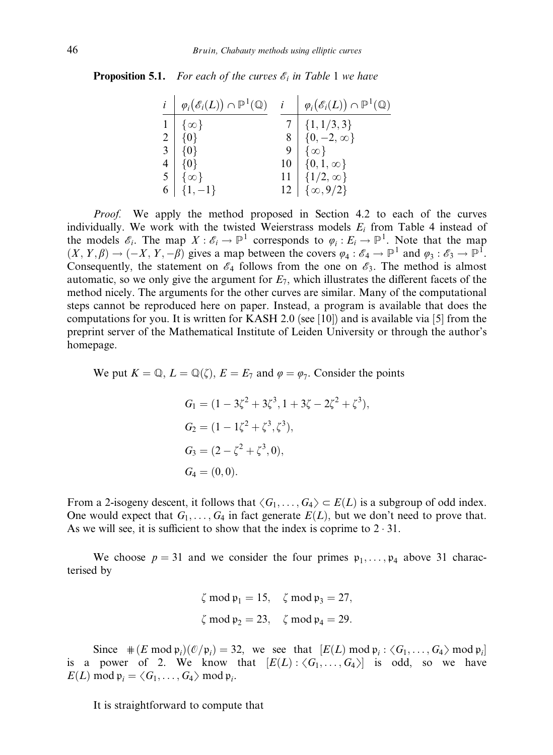**Proposition 5.1.** *For each of the curves $\mathscr{E}_i$ in Table* 1 *we have*

| $i$ | $\varphi_i(\mathscr{E}_i(L)) \cap \mathbb{P}^1(\mathbb{Q})$ | $i$ | $\varphi_i(\mathscr{E}_i(L)) \cap \mathbb{P}^1(\mathbb{Q})$ |
|---|---|---|---|
| 1 | $\{\infty\}$ | 7 | $\{1, 1/3, 3\}$ |
| 2 | $\{0\}$ | 8 | $\{0, -2, \infty\}$ |
| 3 | $\{0\}$ | 9 | $\{\infty\}$ |
| 4 | $\{0\}$ | 10 | $\{0, 1, \infty\}$ |
| 5 | $\{\infty\}$ | 11 | $\{1/2, \infty\}$ |
| 6 | $\{1, -1\}$ | 12 | $\{\infty, 9/2\}$ |

*Proof.* We apply the method proposed in Section 4.2 to each of the curves individually. We work with the twisted Weierstrass models $E_i$ from Table 4 instead of the models $\mathscr{E}_i$. The map $X : \mathscr{E}_i \to \mathbb{P}^1$ corresponds to $\varphi_i : E_i \to \mathbb{P}^1$. Note that the map $(X, Y, \beta) \to (-X, Y, -\beta)$ gives a map between the covers $\varphi_4 : \mathscr{E}_4 \to \mathbb{P}^1$ and $\varphi_3 : \mathscr{E}_3 \to \mathbb{P}^1$. Consequently, the statement on $\mathscr{E}_4$ follows from the one on $\mathscr{E}_3$. The method is almost automatic, so we only give the argument for $E_7$, which illustrates the different facets of the method nicely. The arguments for the other curves are similar. Many of the computational steps cannot be reproduced here on paper. Instead, a program is available that does the computations for you. It is written for KASH 2.0 (see [10]) and is available via [5] from the preprint server of the Mathematical Institute of Leiden University or through the author's homepage.

We put $K = \mathbb{Q}$, $L = \mathbb{Q}(\zeta)$, $E = E_7$ and $\varphi = \varphi_7$. Consider the points

$$G_1 = (1 - 3\zeta^2 + 3\zeta^3, 1 + 3\zeta - 2\zeta^2 + \zeta^3),$$
$$G_2 = (1 - 1\zeta^2 + \zeta^3, \zeta^3),$$
$$G_3 = (2 - \zeta^2 + \zeta^3, 0),$$
$$G_4 = (0, 0).$$

From a 2-isogeny descent, it follows that $\langle G_1, \ldots, G_4 \rangle \subset E(L)$ is a subgroup of odd index. One would expect that $G_1, \ldots, G_4$ in fact generate $E(L)$, but we don't need to prove that. As we will see, it is sufficient to show that the index is coprime to $2 \cdot 31$.

We choose $p = 31$ and we consider the four primes $\mathfrak{p}_1, \ldots, \mathfrak{p}_4$ above 31 characterised by

$$\zeta \bmod \mathfrak{p}_1 = 15, \quad \zeta \bmod \mathfrak{p}_3 = 27,$$
$$\zeta \bmod \mathfrak{p}_2 = 23, \quad \zeta \bmod \mathfrak{p}_4 = 29.$$

Since $\#(E \bmod \mathfrak{p}_i)(\mathcal{O}/\mathfrak{p}_i) = 32$, we see that $[E(L) \bmod \mathfrak{p}_i : \langle G_1, \ldots, G_4 \rangle \bmod \mathfrak{p}_i]$ is a power of 2. We know that $[E(L) : \langle G_1, \ldots, G_4 \rangle]$ is odd, so we have $E(L) \bmod \mathfrak{p}_i = \langle G_1, \ldots, G_4 \rangle \bmod \mathfrak{p}_i$.

It is straightforward to compute that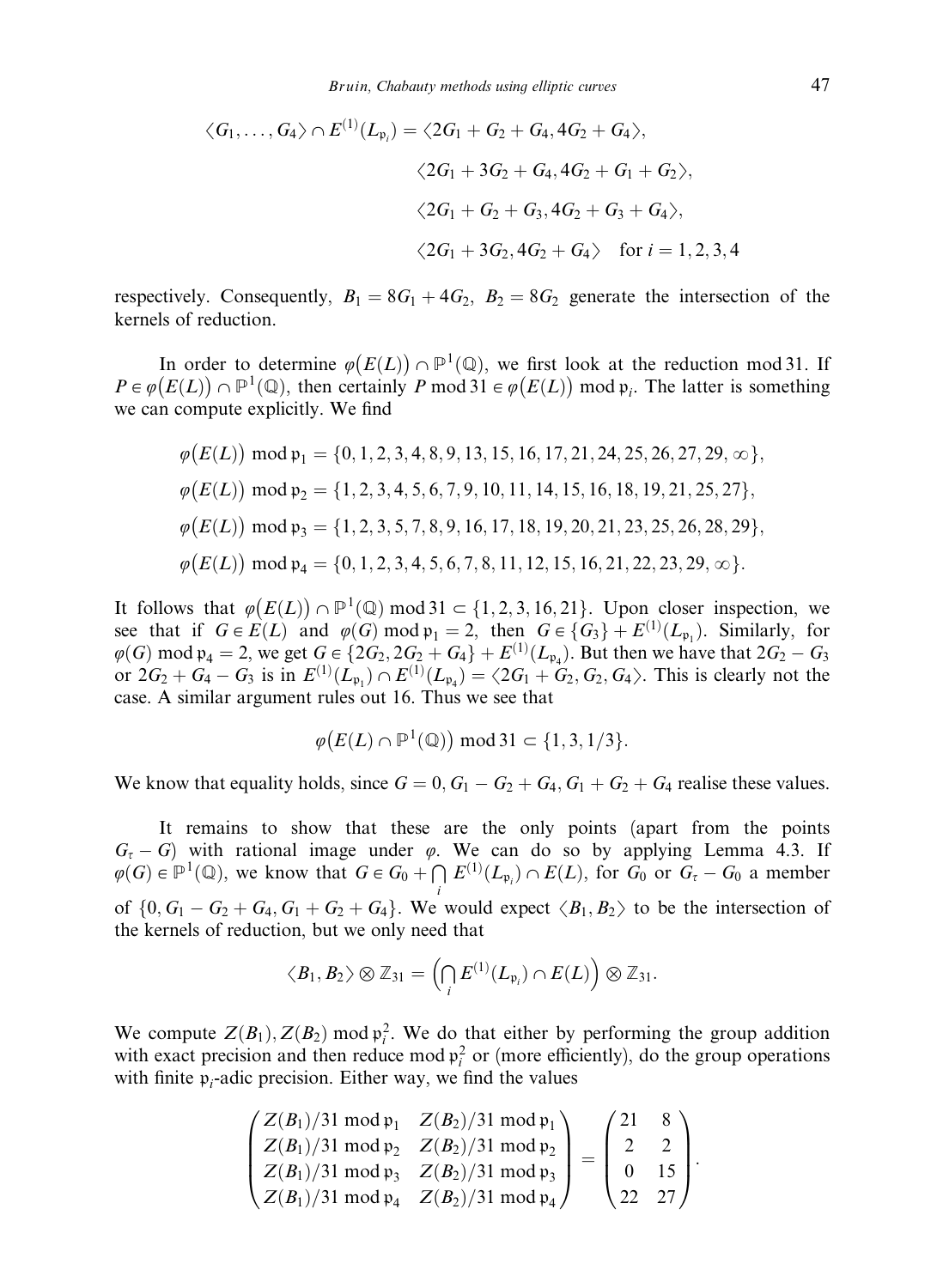$$
\begin{aligned}
\langle G_1, \ldots, G_4 \rangle \cap E^{(1)}(L_{\mathfrak{p}_i}) = {} & \langle 2G_1 + G_2 + G_4, 4G_2 + G_4 \rangle, \\
& \langle 2G_1 + 3G_2 + G_4, 4G_2 + G_1 + G_2 \rangle, \\
& \langle 2G_1 + G_2 + G_3, 4G_2 + G_3 + G_4 \rangle, \\
& \langle 2G_1 + 3G_2, 4G_2 + G_4 \rangle \quad \text{for } i = 1, 2, 3, 4
\end{aligned}
$$

respectively. Consequently, $B_1 = 8G_1 + 4G_2$, $B_2 = 8G_2$ generate the intersection of the kernels of reduction.

In order to determine $\varphi(E(L)) \cap \mathbb{P}^1(\mathbb{Q})$, we first look at the reduction mod 31. If $P \in \varphi(E(L)) \cap \mathbb{P}^1(\mathbb{Q})$, then certainly $P \bmod 31 \in \varphi(E(L)) \bmod \mathfrak{p}_i$. The latter is something we can compute explicitly. We find

$$
\begin{aligned}
\varphi(E(L)) \bmod \mathfrak{p}_1 &= \{0, 1, 2, 3, 4, 8, 9, 13, 15, 16, 17, 21, 24, 25, 26, 27, 29, \infty\}, \\
\varphi(E(L)) \bmod \mathfrak{p}_2 &= \{1, 2, 3, 4, 5, 6, 7, 9, 10, 11, 14, 15, 16, 18, 19, 21, 25, 27\}, \\
\varphi(E(L)) \bmod \mathfrak{p}_3 &= \{1, 2, 3, 5, 7, 8, 9, 16, 17, 18, 19, 20, 21, 23, 25, 26, 28, 29\}, \\
\varphi(E(L)) \bmod \mathfrak{p}_4 &= \{0, 1, 2, 3, 4, 5, 6, 7, 8, 11, 12, 15, 16, 21, 22, 23, 29, \infty\}.
\end{aligned}
$$

It follows that $\varphi(E(L)) \cap \mathbb{P}^1(\mathbb{Q}) \bmod 31 \subset \{1, 2, 3, 16, 21\}$. Upon closer inspection, we see that if $G \in E(L)$ and $\varphi(G) \bmod \mathfrak{p}_1 = 2$, then $G \in \{G_3\} + E^{(1)}(L_{\mathfrak{p}_1})$. Similarly, for $\varphi(G) \bmod \mathfrak{p}_4 = 2$, we get $G \in \{2G_2, 2G_2 + G_4\} + E^{(1)}(L_{\mathfrak{p}_4})$. But then we have that $2G_2 - G_3$ or $2G_2 + G_4 - G_3$ is in $E^{(1)}(L_{\mathfrak{p}_1}) \cap E^{(1)}(L_{\mathfrak{p}_4}) = \langle 2G_1 + G_2, G_2, G_4 \rangle$. This is clearly not the case. A similar argument rules out 16. Thus we see that

$$
\varphi(E(L) \cap \mathbb{P}^1(\mathbb{Q})) \bmod 31 \subset \{1, 3, 1/3\}.
$$

We know that equality holds, since $G = 0, G_1 - G_2 + G_4, G_1 + G_2 + G_4$ realise these values.

It remains to show that these are the only points (apart from the points $G_\tau - G$) with rational image under $\varphi$. We can do so by applying Lemma 4.3. If $\varphi(G) \in \mathbb{P}^1(\mathbb{Q})$, we know that $G \in G_0 + \bigcap_i E^{(1)}(L_{\mathfrak{p}_i}) \cap E(L)$, for $G_0$ or $G_\tau - G_0$ a member of $\{0, G_1 - G_2 + G_4, G_1 + G_2 + G_4\}$. We would expect $\langle B_1, B_2 \rangle$ to be the intersection of the kernels of reduction, but we only need that

$$
\langle B_1, B_2 \rangle \otimes \mathbb{Z}_{31} = \Big( \bigcap_i E^{(1)}(L_{\mathfrak{p}_i}) \cap E(L) \Big) \otimes \mathbb{Z}_{31}.
$$

We compute $Z(B_1), Z(B_2) \bmod \mathfrak{p}_i^2$. We do that either by performing the group addition with exact precision and then reduce mod $\mathfrak{p}_i^2$ or (more efficiently), do the group operations with finite $\mathfrak{p}_i$-adic precision. Either way, we find the values

$$
\begin{pmatrix}
Z(B_1)/31 \bmod \mathfrak{p}_1 & Z(B_2)/31 \bmod \mathfrak{p}_1 \\
Z(B_1)/31 \bmod \mathfrak{p}_2 & Z(B_2)/31 \bmod \mathfrak{p}_2 \\
Z(B_1)/31 \bmod \mathfrak{p}_3 & Z(B_2)/31 \bmod \mathfrak{p}_3 \\
Z(B_1)/31 \bmod \mathfrak{p}_4 & Z(B_2)/31 \bmod \mathfrak{p}_4
\end{pmatrix}
=
\begin{pmatrix}
21 & 8 \\
2 & 2 \\
0 & 15 \\
22 & 27
\end{pmatrix}.
$$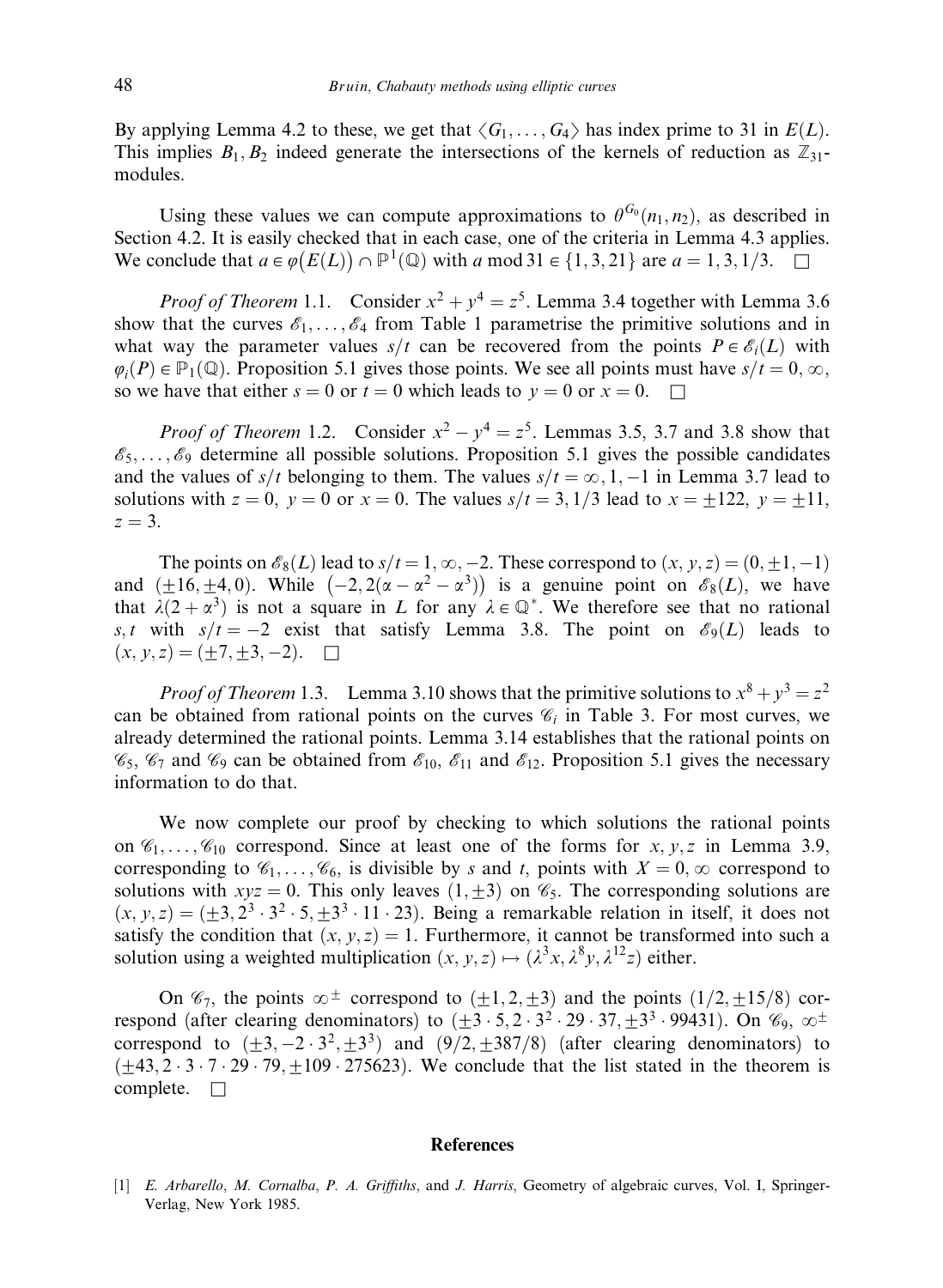By applying Lemma 4.2 to these, we get that $\langle G_1, \ldots, G_4 \rangle$ has index prime to 31 in $E(L)$. This implies $B_1, B_2$ indeed generate the intersections of the kernels of reduction as $\mathbb{Z}_{31}$-modules.

Using these values we can compute approximations to $\theta^{G_0}(n_1, n_2)$, as described in Section 4.2. It is easily checked that in each case, one of the criteria in Lemma 4.3 applies. We conclude that $a \in \varphi(E(L)) \cap \mathbb{P}^1(\mathbb{Q})$ with $a \bmod 31 \in \{1, 3, 21\}$ are $a = 1, 3, 1/3$. $\square$

*Proof of Theorem* 1.1. Consider $x^2 + y^4 = z^5$. Lemma 3.4 together with Lemma 3.6 show that the curves $\mathscr{E}_1, \ldots, \mathscr{E}_4$ from Table 1 parametrise the primitive solutions and in what way the parameter values $s/t$ can be recovered from the points $P \in \mathscr{E}_i(L)$ with $\varphi_i(P) \in \mathbb{P}_1(\mathbb{Q})$. Proposition 5.1 gives those points. We see all points must have $s/t = 0, \infty$, so we have that either $s = 0$ or $t = 0$ which leads to $y = 0$ or $x = 0$. $\square$

*Proof of Theorem* 1.2. Consider $x^2 - y^4 = z^5$. Lemmas 3.5, 3.7 and 3.8 show that $\mathscr{E}_5, \ldots, \mathscr{E}_9$ determine all possible solutions. Proposition 5.1 gives the possible candidates and the values of $s/t$ belonging to them. The values $s/t = \infty, 1, -1$ in Lemma 3.7 lead to solutions with $z = 0$, $y = 0$ or $x = 0$. The values $s/t = 3, 1/3$ lead to $x = \pm 122$, $y = \pm 11$, $z = 3$.

The points on $\mathscr{E}_8(L)$ lead to $s/t = 1, \infty, -2$. These correspond to $(x, y, z) = (0, \pm 1, -1)$ and $(\pm 16, \pm 4, 0)$. While $(-2, 2(\alpha - \alpha^2 - \alpha^3))$ is a genuine point on $\mathscr{E}_8(L)$, we have that $\lambda(2 + \alpha^3)$ is not a square in $L$ for any $\lambda \in \mathbb{Q}^*$. We therefore see that no rational $s, t$ with $s/t = -2$ exist that satisfy Lemma 3.8. The point on $\mathscr{E}_9(L)$ leads to $(x, y, z) = (\pm 7, \pm 3, -2)$. $\square$

*Proof of Theorem* 1.3. Lemma 3.10 shows that the primitive solutions to $x^8 + y^3 = z^2$ can be obtained from rational points on the curves $\mathscr{C}_i$ in Table 3. For most curves, we already determined the rational points. Lemma 3.14 establishes that the rational points on $\mathscr{C}_5$, $\mathscr{C}_7$ and $\mathscr{C}_9$ can be obtained from $\mathscr{E}_{10}$, $\mathscr{E}_{11}$ and $\mathscr{E}_{12}$. Proposition 5.1 gives the necessary information to do that.

We now complete our proof by checking to which solutions the rational points on $\mathscr{C}_1, \ldots, \mathscr{C}_{10}$ correspond. Since at least one of the forms for $x, y, z$ in Lemma 3.9, corresponding to $\mathscr{C}_1, \ldots, \mathscr{C}_6$, is divisible by $s$ and $t$, points with $X = 0, \infty$ correspond to solutions with $xyz = 0$. This only leaves $(1, \pm 3)$ on $\mathscr{C}_5$. The corresponding solutions are $(x, y, z) = (\pm 3, 2^3 \cdot 3^2 \cdot 5, \pm 3^3 \cdot 11 \cdot 23)$. Being a remarkable relation in itself, it does not satisfy the condition that $(x, y, z) = 1$. Furthermore, it cannot be transformed into such a solution using a weighted multiplication $(x, y, z) \mapsto (\lambda^3 x, \lambda^8 y, \lambda^{12} z)$ either.

On $\mathscr{C}_7$, the points $\infty^\pm$ correspond to $(\pm 1, 2, \pm 3)$ and the points $(1/2, \pm 15/8)$ correspond (after clearing denominators) to $(\pm 3 \cdot 5, 2 \cdot 3^2 \cdot 29 \cdot 37, \pm 3^3 \cdot 99431)$. On $\mathscr{C}_9$, $\infty^\pm$ correspond to $(\pm 3, -2 \cdot 3^2, \pm 3^3)$ and $(9/2, \pm 387/8)$ (after clearing denominators) to $(\pm 43, 2 \cdot 3 \cdot 7 \cdot 29 \cdot 79, \pm 109 \cdot 275623)$. We conclude that the list stated in the theorem is complete. $\square$

## References

[1] *E. Arbarello*, *M. Cornalba*, *P. A. Griffiths*, and *J. Harris*, Geometry of algebraic curves, Vol. I, Springer-Verlag, New York 1985.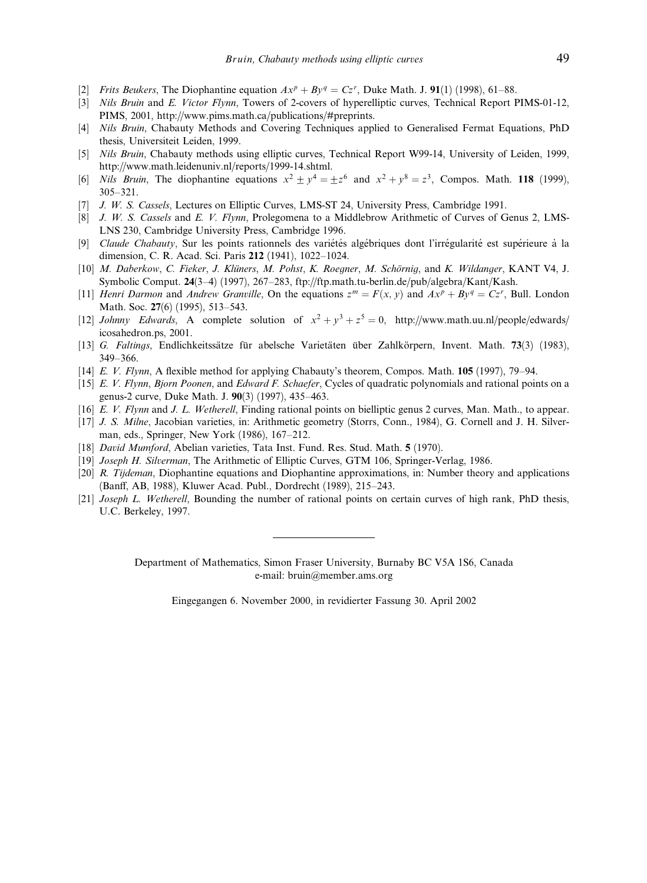[2] *Frits Beukers*, The Diophantine equation $Ax^p + By^q = Cz^r$, Duke Math. J. **91**(1) (1998), 61–88.

[3] *Nils Bruin* and *E. Victor Flynn*, Towers of 2-covers of hyperelliptic curves, Technical Report PIMS-01-12, PIMS, 2001, http://www.pims.math.ca/publications/#preprints.

[4] *Nils Bruin*, Chabauty Methods and Covering Techniques applied to Generalised Fermat Equations, PhD thesis, Universiteit Leiden, 1999.

[5] *Nils Bruin*, Chabauty methods using elliptic curves, Technical Report W99-14, University of Leiden, 1999, http://www.math.leidenuniv.nl/reports/1999-14.shtml.

[6] *Nils Bruin*, The diophantine equations $x^2 \pm y^4 = \pm z^6$ and $x^2 + y^8 = z^3$, Compos. Math. **118** (1999), 305–321.

[7] *J. W. S. Cassels*, Lectures on Elliptic Curves, LMS-ST 24, University Press, Cambridge 1991.

[8] *J. W. S. Cassels* and *E. V. Flynn*, Prolegomena to a Middlebrow Arithmetic of Curves of Genus 2, LMS-LNS 230, Cambridge University Press, Cambridge 1996.

[9] *Claude Chabauty*, Sur les points rationnels des variétés algébriques dont l'irrégularité est supérieure à la dimension, C. R. Acad. Sci. Paris **212** (1941), 1022–1024.

[10] *M. Daberkow*, *C. Fieker*, *J. Klüners*, *M. Pohst*, *K. Roegner*, *M. Schörnig*, and *K. Wildanger*, KANT V4, J. Symbolic Comput. **24**(3–4) (1997), 267–283, ftp://ftp.math.tu-berlin.de/pub/algebra/Kant/Kash.

[11] *Henri Darmon* and *Andrew Granville*, On the equations $z^m = F(x, y)$ and $Ax^p + By^q = Cz^r$, Bull. London Math. Soc. **27**(6) (1995), 513–543.

[12] *Johnny Edwards*, A complete solution of $x^2 + y^3 + z^5 = 0$, http://www.math.uu.nl/people/edwards/icosahedron.ps, 2001.

[13] *G. Faltings*, Endlichkeitssätze für abelsche Varietäten über Zahlkörpern, Invent. Math. **73**(3) (1983), 349–366.

[14] *E. V. Flynn*, A flexible method for applying Chabauty's theorem, Compos. Math. **105** (1997), 79–94.

[15] *E. V. Flynn*, *Bjorn Poonen*, and *Edward F. Schaefer*, Cycles of quadratic polynomials and rational points on a genus-2 curve, Duke Math. J. **90**(3) (1997), 435–463.

[16] *E. V. Flynn* and *J. L. Wetherell*, Finding rational points on bielliptic genus 2 curves, Man. Math., to appear.

[17] *J. S. Milne*, Jacobian varieties, in: Arithmetic geometry (Storrs, Conn., 1984), G. Cornell and J. H. Silverman, eds., Springer, New York (1986), 167–212.

[18] *David Mumford*, Abelian varieties, Tata Inst. Fund. Res. Stud. Math. **5** (1970).

[19] *Joseph H. Silverman*, The Arithmetic of Elliptic Curves, GTM 106, Springer-Verlag, 1986.

[20] *R. Tijdeman*, Diophantine equations and Diophantine approximations, in: Number theory and applications (Banff, AB, 1988), Kluwer Acad. Publ., Dordrecht (1989), 215–243.

[21] *Joseph L. Wetherell*, Bounding the number of rational points on certain curves of high rank, PhD thesis, U.C. Berkeley, 1997.

---

Department of Mathematics, Simon Fraser University, Burnaby BC V5A 1S6, Canada
e-mail: bruin@member.ams.org

Eingegangen 6. November 2000, in revidierter Fassung 30. April 2002